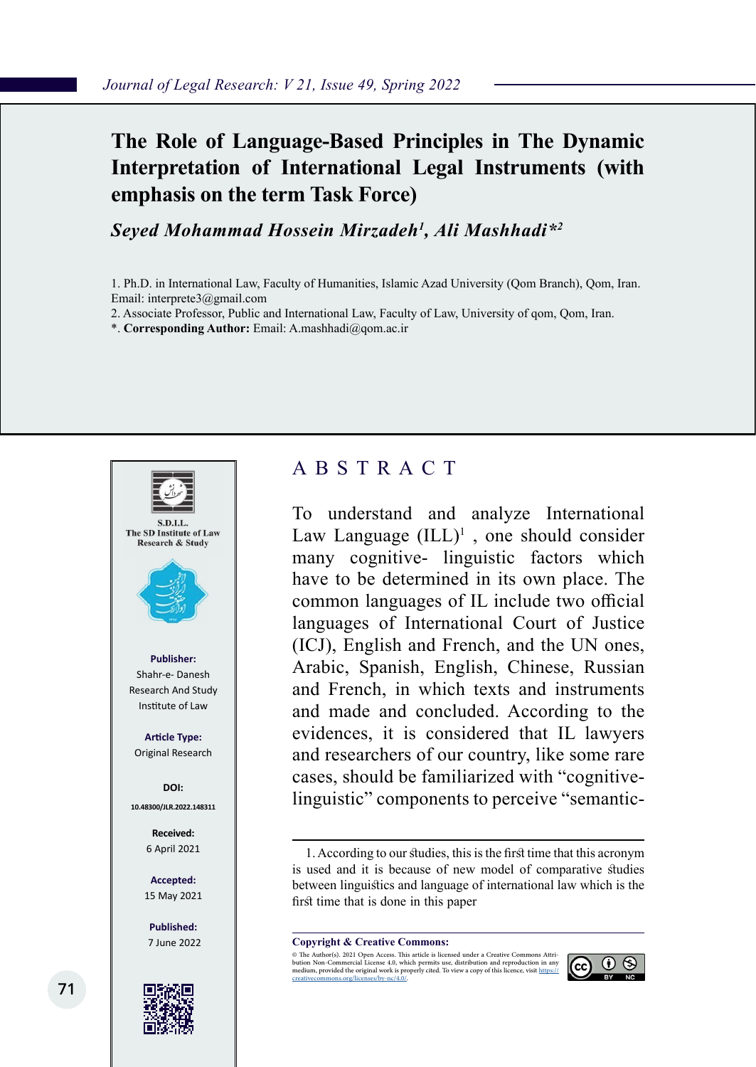# The Role of Language-Based Principles in The Dynamic Interpretation of International Legal Instruments (with emphasis on the term Task Force)

***Seyed Mohammad Hossein Mirzadeh[1], Ali Mashhadi*[2]***

1. Ph.D. in International Law, Faculty of Humanities, Islamic Azad University (Qom Branch), Qom, Iran. Email: interprete3@gmail.com
2. Associate Professor, Public and International Law, Faculty of Law, University of qom, Qom, Iran.

*. **Corresponding Author:** Email: A.mashhadi@qom.ac.ir

S.D.I.L.L.
The SD Institute of Law Research & Study

**Publisher:**
Shahr-e- Danesh Research And Study Institute of Law

**Article Type:**
Original Research

**DOI:**
10.48300/JLR.2022.148311

**Received:**
6 April 2021

**Accepted:**
15 May 2021

**Published:**
7 June 2022

## ABSTRACT

To understand and analyze International Law Language (ILL)[1] , one should consider many cognitive- linguistic factors which have to be determined in its own place. The common languages of IL include two official languages of International Court of Justice (ICJ), English and French, and the UN ones, Arabic, Spanish, English, Chinese, Russian and French, in which texts and instruments and made and concluded. According to the evidences, it is considered that IL lawyers and researchers of our country, like some rare cases, should be familiarized with "cognitive-linguistic" components to perceive "semantic-

1. According to our studies, this is the first time that this acronym is used and it is because of new model of comparative studies between linguistics and language of international law which is the first time that is done in this paper

**Copyright & Creative Commons:**
© The Author(s). 2021 Open Access. This article is licensed under a Creative Commons Attribution Non-Commercial License 4.0, which permits use, distribution and reproduction in any medium, provided the original work is properly cited. To view a copy of this licence, visit https://creativecommons.org/licenses/by-nc/4.0/.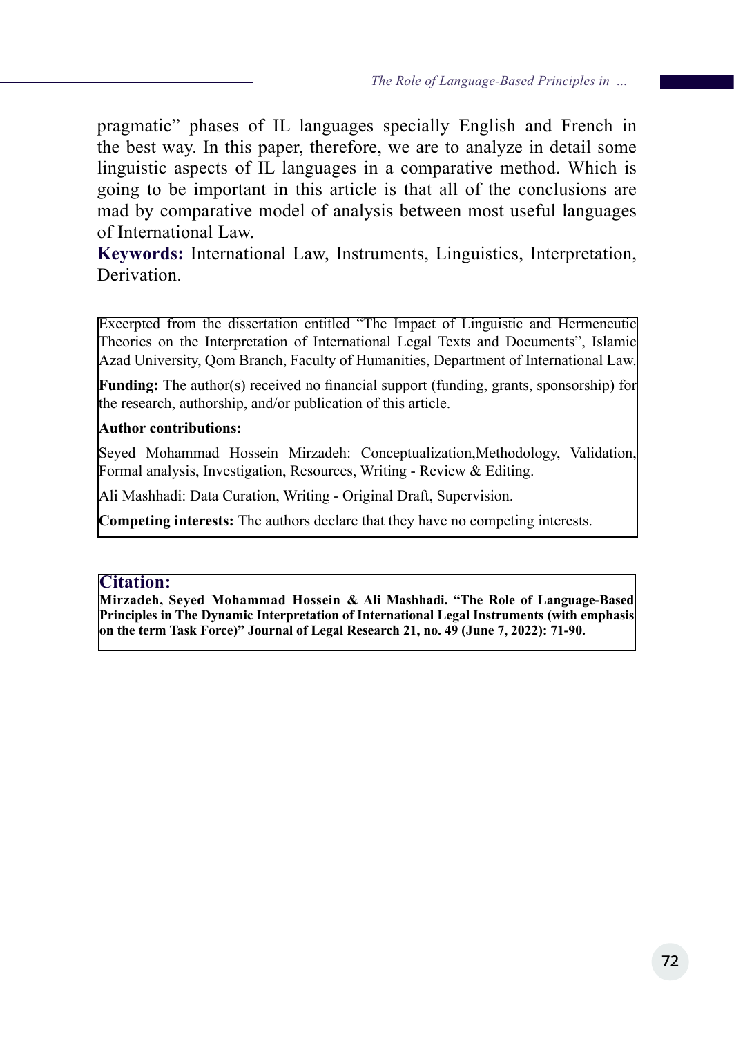pragmatic" phases of IL languages specially English and French in the best way. In this paper, therefore, we are to analyze in detail some linguistic aspects of IL languages in a comparative method. Which is going to be important in this article is that all of the conclusions are mad by comparative model of analysis between most useful languages of International Law.

**Keywords:** International Law, Instruments, Linguistics, Interpretation, Derivation.

Excerpted from the dissertation entitled "The Impact of Linguistic and Hermeneutic Theories on the Interpretation of International Legal Texts and Documents", Islamic Azad University, Qom Branch, Faculty of Humanities, Department of International Law.

**Funding:** The author(s) received no financial support (funding, grants, sponsorship) for the research, authorship, and/or publication of this article.

**Author contributions:**

Seyed Mohammad Hossein Mirzadeh: Conceptualization,Methodology, Validation, Formal analysis, Investigation, Resources, Writing - Review & Editing.

Ali Mashhadi: Data Curation, Writing - Original Draft, Supervision.

**Competing interests:** The authors declare that they have no competing interests.

**Citation:**

**Mirzadeh, Seyed Mohammad Hossein & Ali Mashhadi. "The Role of Language-Based Principles in The Dynamic Interpretation of International Legal Instruments (with emphasis on the term Task Force)" Journal of Legal Research 21, no. 49 (June 7, 2022): 71-90.**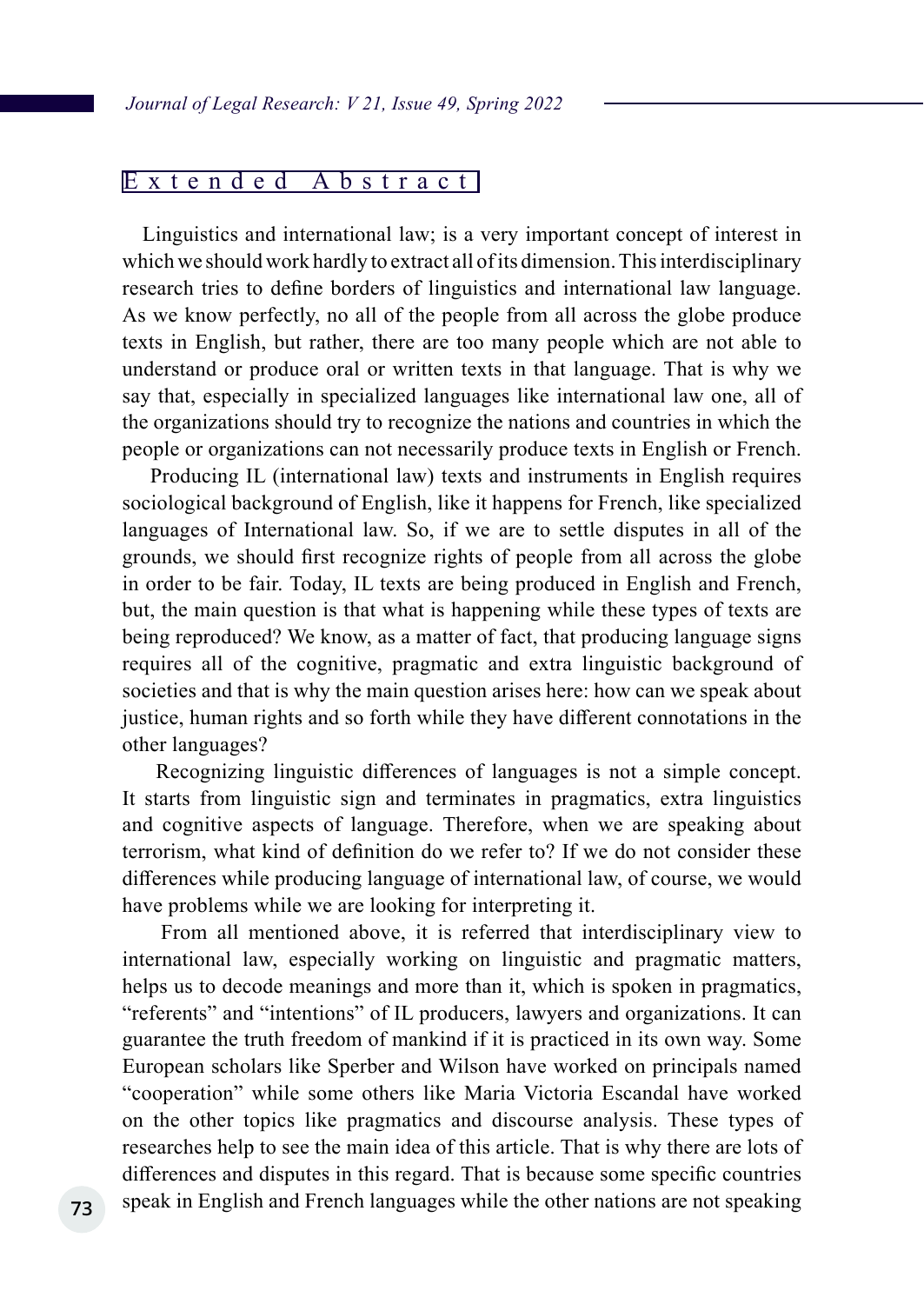## Extended Abstract

Linguistics and international law; is a very important concept of interest in which we should work hardly to extract all of its dimension. This interdisciplinary research tries to define borders of linguistics and international law language. As we know perfectly, no all of the people from all across the globe produce texts in English, but rather, there are too many people which are not able to understand or produce oral or written texts in that language. That is why we say that, especially in specialized languages like international law one, all of the organizations should try to recognize the nations and countries in which the people or organizations can not necessarily produce texts in English or French.

Producing IL (international law) texts and instruments in English requires sociological background of English, like it happens for French, like specialized languages of International law. So, if we are to settle disputes in all of the grounds, we should first recognize rights of people from all across the globe in order to be fair. Today, IL texts are being produced in English and French, but, the main question is that what is happening while these types of texts are being reproduced? We know, as a matter of fact, that producing language signs requires all of the cognitive, pragmatic and extra linguistic background of societies and that is why the main question arises here: how can we speak about justice, human rights and so forth while they have different connotations in the other languages?

Recognizing linguistic differences of languages is not a simple concept. It starts from linguistic sign and terminates in pragmatics, extra linguistics and cognitive aspects of language. Therefore, when we are speaking about terrorism, what kind of definition do we refer to? If we do not consider these differences while producing language of international law, of course, we would have problems while we are looking for interpreting it.

From all mentioned above, it is referred that interdisciplinary view to international law, especially working on linguistic and pragmatic matters, helps us to decode meanings and more than it, which is spoken in pragmatics, "referents" and "intentions" of IL producers, lawyers and organizations. It can guarantee the truth freedom of mankind if it is practiced in its own way. Some European scholars like Sperber and Wilson have worked on principals named "cooperation" while some others like Maria Victoria Escandal have worked on the other topics like pragmatics and discourse analysis. These types of researches help to see the main idea of this article. That is why there are lots of differences and disputes in this regard. That is because some specific countries speak in English and French languages while the other nations are not speaking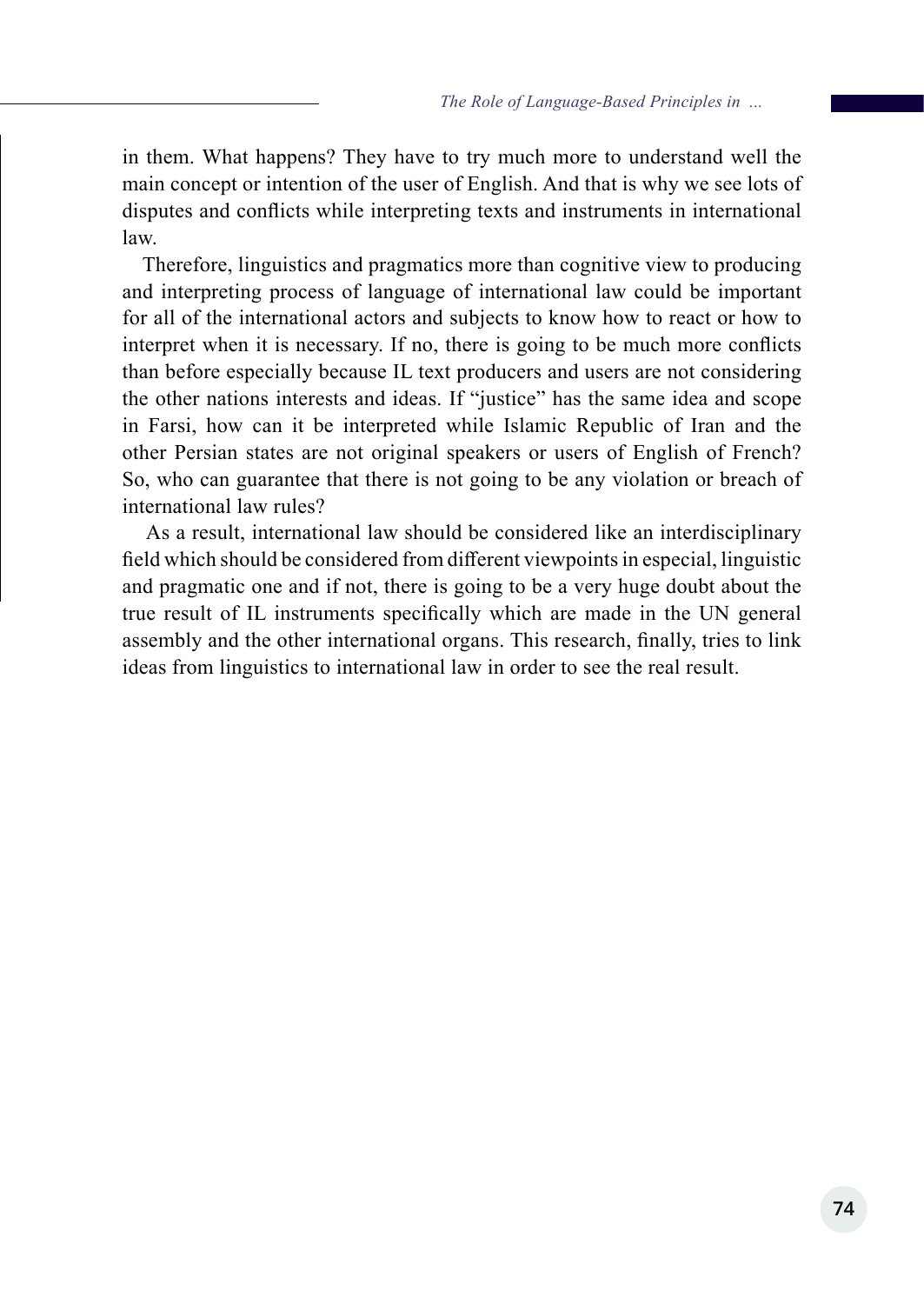in them. What happens? They have to try much more to understand well the main concept or intention of the user of English. And that is why we see lots of disputes and conflicts while interpreting texts and instruments in international law.

Therefore, linguistics and pragmatics more than cognitive view to producing and interpreting process of language of international law could be important for all of the international actors and subjects to know how to react or how to interpret when it is necessary. If no, there is going to be much more conflicts than before especially because IL text producers and users are not considering the other nations interests and ideas. If "justice" has the same idea and scope in Farsi, how can it be interpreted while Islamic Republic of Iran and the other Persian states are not original speakers or users of English of French? So, who can guarantee that there is not going to be any violation or breach of international law rules?

As a result, international law should be considered like an interdisciplinary field which should be considered from different viewpoints in especial, linguistic and pragmatic one and if not, there is going to be a very huge doubt about the true result of IL instruments specifically which are made in the UN general assembly and the other international organs. This research, finally, tries to link ideas from linguistics to international law in order to see the real result.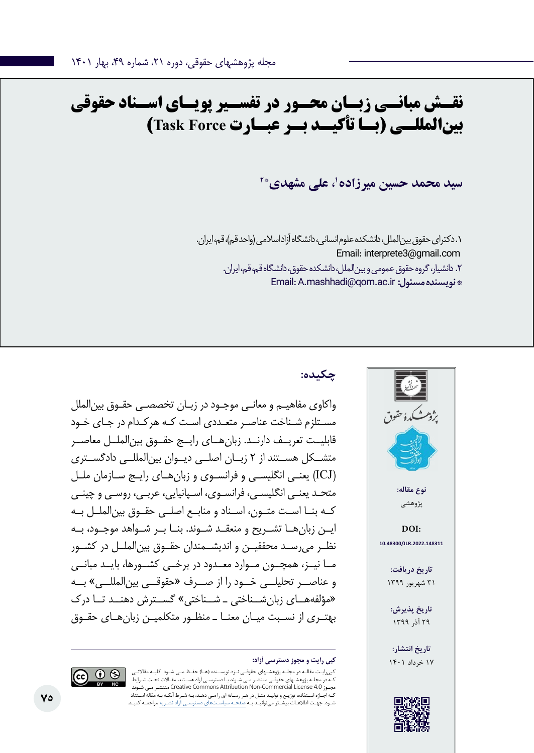# نقش مبانی زبان محور در تفسیر پویای اسناد حقوقی بین‌المللی (با تأکید بر عبارت Task Force)

**سید محمد حسین میرزاده[1]، علی مشهدی[*2]**

۱. دکترای حقوق بین‌الملل، دانشکده علوم انسانی، دانشگاه آزاد اسلامی (واحد قم)، قم، ایران.
Email: interprete3@gmail.com

۲. دانشیار، گروه حقوق عمومی و بین‌الملل، دانشکده حقوق، دانشگاه قم، قم، ایران.

**\* نویسنده مسئول:** Email: A.mashhadi@qom.ac.ir

**نوع مقاله:** پژوهشی

**DOI:** 10.48300/JLR.2022.148311

**تاریخ دریافت:** ۳۱ شهریور ۱۳۹۹

**تاریخ پذیرش:** ۲۹ آذر ۱۳۹۹

**تاریخ انتشار:** ۱۷ خرداد ۱۴۰۱

## چکیده:

واکاوی مفاهیم و معانی موجود در زبان تخصصی حقوق بین‌الملل مستلزم شناخت عناصر متعددی است که هرکدام در جای خود قابلیت تعریف دارند. زبان‌های رایج حقوق بین‌الملل معاصر متشکل هستند از ۲ زبان اصلی دیوان بین‌المللی دادگستری (ICJ) یعنی انگلیسی و فرانسوی و زبان‌های رایج سازمان ملل متحد یعنی انگلیسی، فرانسوی، اسپانیایی، عربی، روسی و چینی که بنا است متون، اسناد و منابع اصلی حقوق بین‌الملل به این زبان‌ها تشریح و منعقد شوند. بنا بر شواهد موجود، به نظر می‌رسد محققین و اندیشمندان حقوق بین‌الملل در کشور ما نیز، همچون موارد معدود در برخی کشورها، باید مبانی و عناصر تحلیلی خود را از صرف «حقوقی بین‌المللی» به «مؤلفه‌های زبان‌شناختی ـ شناختی» گسترش دهند تا درک بهتری از نسبت میان معنا ـ منظور متکلمین زبان‌های حقوق

**کپی رایت و مجوز دسترسی آزاد:**

کپی‌رایت مقاله در مجله پژوهش‌های حقوقی نزد نویسنده (ها) حفظ می شود. کلیه مقالاتی که در مجله پژوهش‌های حقوقی منتشر می شوند با دسترسی آزاد هستند. مقالات تحت شرایط مجوز Creative Commons Attribution Non-Commercial License 4.0 منتشر می شوند که اجازه استفاده، توزیع و تولید مثل در هر رسانه ای را می دهد، به شرط آنکه به مقاله استناد شود. جهت اطلاعات بیشتر می‌توانید به صفحه سیاست‌های دسترسی آزاد نشریه مراجعه کنید.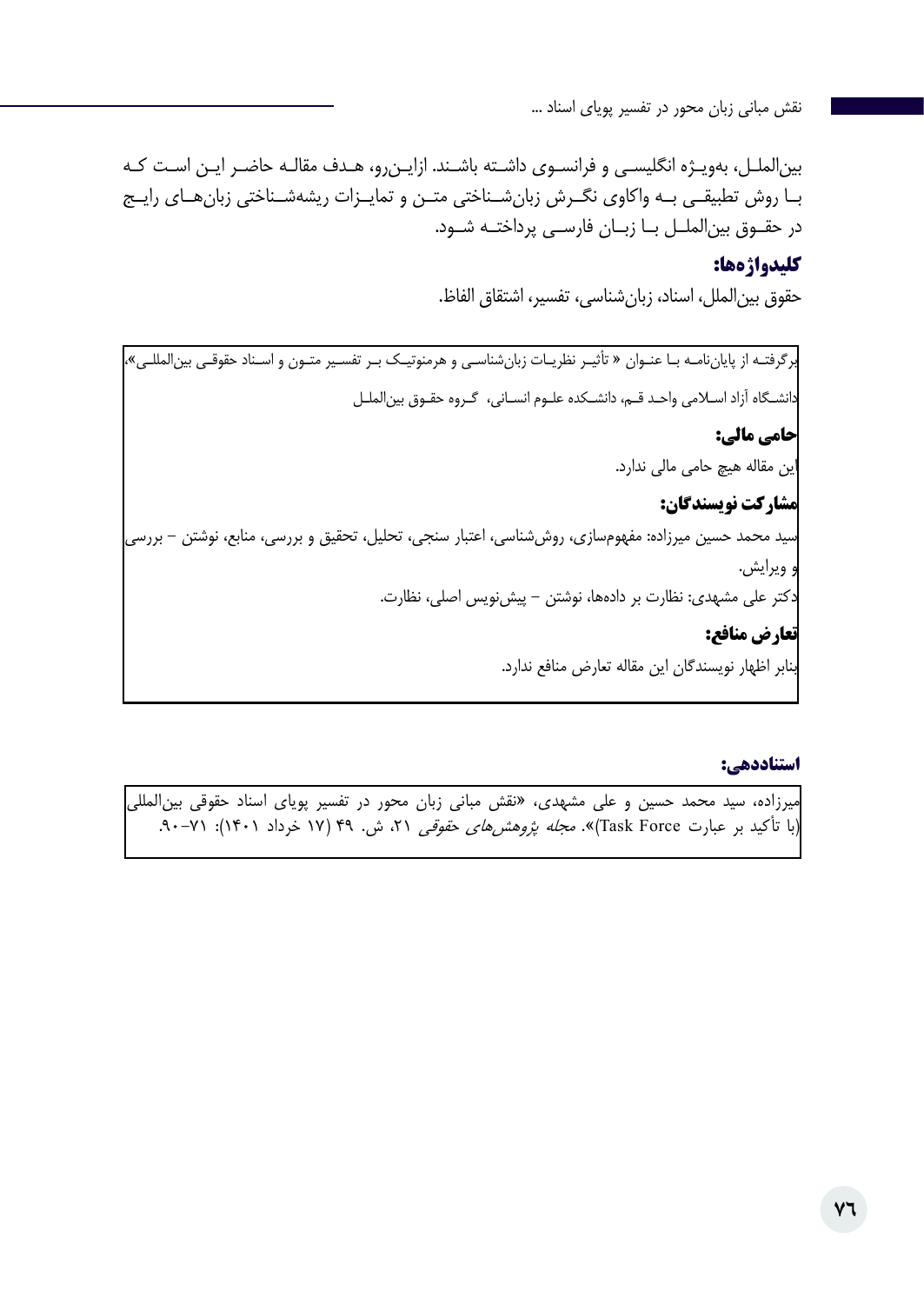بین‌الملـل، به‌ویـژه انگلیسـی و فرانسـوی داشـته باشـند. ازایـن‌رو، هـدف مقالـه حاضـر ایـن اسـت کـه بـا روش تطبیقـی بـه واکاوی نگـرش زبان‌شـناختی متـن و تمایـزات ریشه‌شـناختی زبان‌هـای رایـج در حقـوق بین‌الملـل بـا زبـان فارسـی پرداختـه شـود.

**کلیدواژه‌ها:**

حقوق بین‌الملل، اسناد، زبان‌شناسی، تفسیر، اشتقاق الفاظ.

برگرفتـه از پایان‌نامـه بـا عنـوان « تأثیـر نظریـات زبان‌شناسـی و هرمنوتیـک بـر تفسـیر متـون و اسـناد حقوقـی بین‌المللـی»، دانشـگاه آزاد اسـلامی واحـد قـم، دانشـکده علـوم انسـانی، گـروه حقـوق بین‌الملـل

**حامی مالی:**

این مقاله هیچ حامی مالی ندارد.

**مشارکت نویسندگان:**

سید محمد حسین میرزاده: مفهوم‌سازی، روش‌شناسی، اعتبار سنجی، تحلیل، تحقیق و بررسی، منابع، نوشتن – بررسی و ویرایش.

دکتر علی مشهدی: نظارت بر داده‌ها، نوشتن – پیش‌نویس اصلی، نظارت.

**تعارض منافع:**

بنابر اظهار نویسندگان این مقاله تعارض منافع ندارد.

**استناددهی:**

میرزاده، سید محمد حسین و علی مشهدی، «نقش مبانی زبان محور در تفسیر پویای اسناد حقوقی بین‌المللی (با تأکید بر عبارت Task Force)». *مجله پژوهش‌های حقوقی* ۲۱، ش. ۴۹ (۱۷ خرداد ۱۴۰۱): ۷۱-۹۰.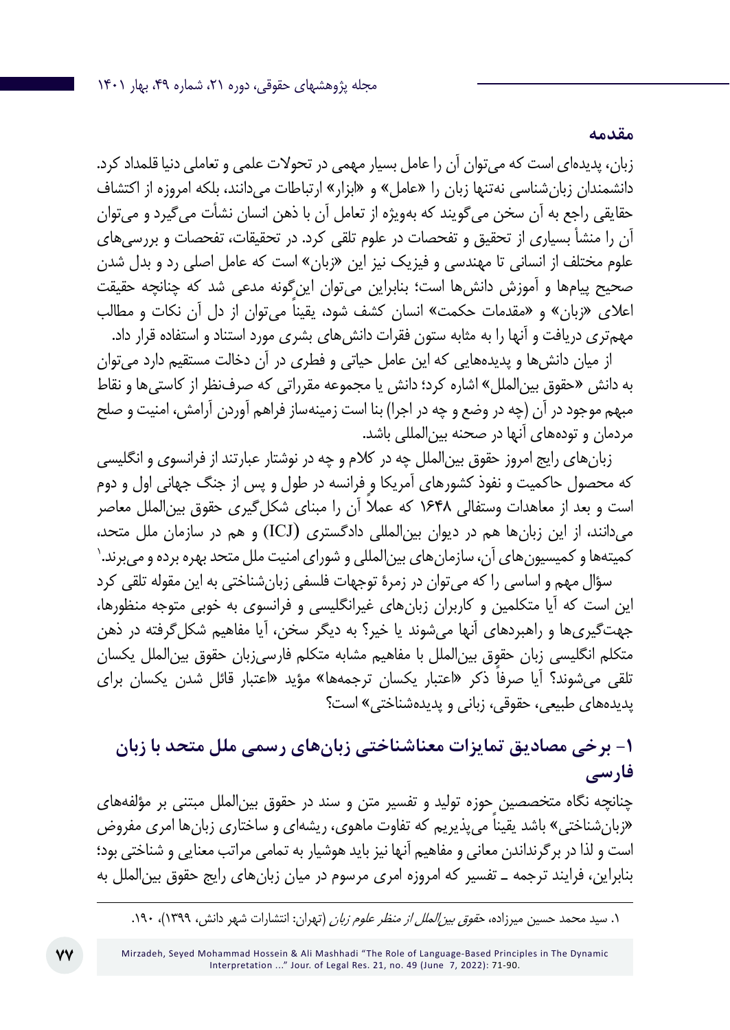## مقدمه

زبان، پدیده‌ای است که می‌توان آن را عامل بسیار مهمی در تحولات علمی و تعاملی دنیا قلمداد کرد. دانشمندان زبان‌شناسی نه‌تنها زبان را «عامل» و «ابزار» ارتباطات می‌دانند، بلکه امروزه از اکتشاف حقایقی راجع به آن سخن می‌گویند که به‌ویژه از تعامل آن با ذهن انسان نشأت می‌گیرد و می‌توان آن را منشأ بسیاری از تحقیق و تفحصات در علوم تلقی کرد. در تحقیقات، تفحصات و بررسی‌های علوم مختلف از انسانی تا مهندسی و فیزیک نیز این «زبان» است که عامل اصلی رد و بدل شدن صحیح پیام‌ها و آموزش دانش‌ها است؛ بنابراین می‌توان این‌گونه مدعی شد که چنانچه حقیقت اعلای «زبان» و «مقدمات حکمت» انسان کشف شود، یقیناً می‌توان از دل آن نکات و مطالب مهم‌تری دریافت و آنها را به مثابه ستون فقرات دانش‌های بشری مورد استناد و استفاده قرار داد.

از میان دانش‌ها و پدیده‌هایی که این عامل حیاتی و فطری در آن دخالت مستقیم دارد می‌توان به دانش «حقوق بین‌الملل» اشاره کرد؛ دانش یا مجموعه مقرراتی که صرف‌نظر از کاستی‌ها و نقاط مبهم موجود در آن (چه در وضع و چه در اجرا) بنا است زمینه‌ساز فراهم آوردن آرامش، امنیت و صلح مردمان و توده‌های آنها در صحنه بین‌المللی باشد.

زبان‌های رایج امروز حقوق بین‌الملل چه در کلام و چه در نوشتار عبارتند از فرانسوی و انگلیسی که محصول حاکمیت و نفوذ کشورهای آمریکا و فرانسه در طول و پس از جنگ جهانی اول و دوم است و بعد از معاهدات وستفالی ۱۶۴۸ که عملاً آن را مبنای شکل‌گیری حقوق بین‌الملل معاصر می‌دانند، از این زبان‌ها هم در دیوان بین‌المللی دادگستری (ICJ) و هم در سازمان ملل متحد، کمیته‌ها و کمیسیون‌های آن، سازمان‌های بین‌المللی و شورای امنیت ملل متحد بهره برده و می‌برند.[۱]

سؤال مهم و اساسی را که می‌توان در زمرهٔ توجهات فلسفی زبان‌شناختی به این مقوله تلقی کرد این است که آیا متکلمین و کاربران زبان‌های غیرانگلیسی و فرانسوی به خوبی متوجه منظورها، جهت‌گیری‌ها و راهبردهای آنها می‌شوند یا خیر؟ به دیگر سخن، آیا مفاهیم شکل‌گرفته در ذهن متکلم انگلیسی زبان حقوق بین‌الملل با مفاهیم مشابه متکلم فارسی‌زبان حقوق بین‌الملل یکسان تلقی می‌شوند؟ آیا صرفاً ذکر «اعتبار یکسان ترجمه‌ها» مؤید «اعتبار قائل شدن یکسان برای پدیده‌های طبیعی، حقوقی، زبانی و پدیده‌شناختی» است؟

## ۱- برخی مصادیق تمایزات معناشناختی زبان‌های رسمی ملل متحد با زبان فارسی

چنانچه نگاه متخصصین حوزه تولید و تفسیر متن و سند در حقوق بین‌الملل مبتنی بر مؤلفه‌های «زبان‌شناختی» باشد یقیناً می‌پذیریم که تفاوت ماهوی، ریشه‌ای و ساختاری زبان‌ها امری مفروض است و لذا در برگرداندن معانی و مفاهیم آنها نیز باید هوشیار به تمامی مراتب معنایی و شناختی بود؛ بنابراین، فرایند ترجمه ـ تفسیر که امروزه امری مرسوم در میان زبان‌های رایج حقوق بین‌الملل به

---

۱. سید محمد حسین میرزاده، *حقوق بین‌الملل از منظر علوم زبان* (تهران: انتشارات شهر دانش، ۱۳۹۹)، ۱۹۰.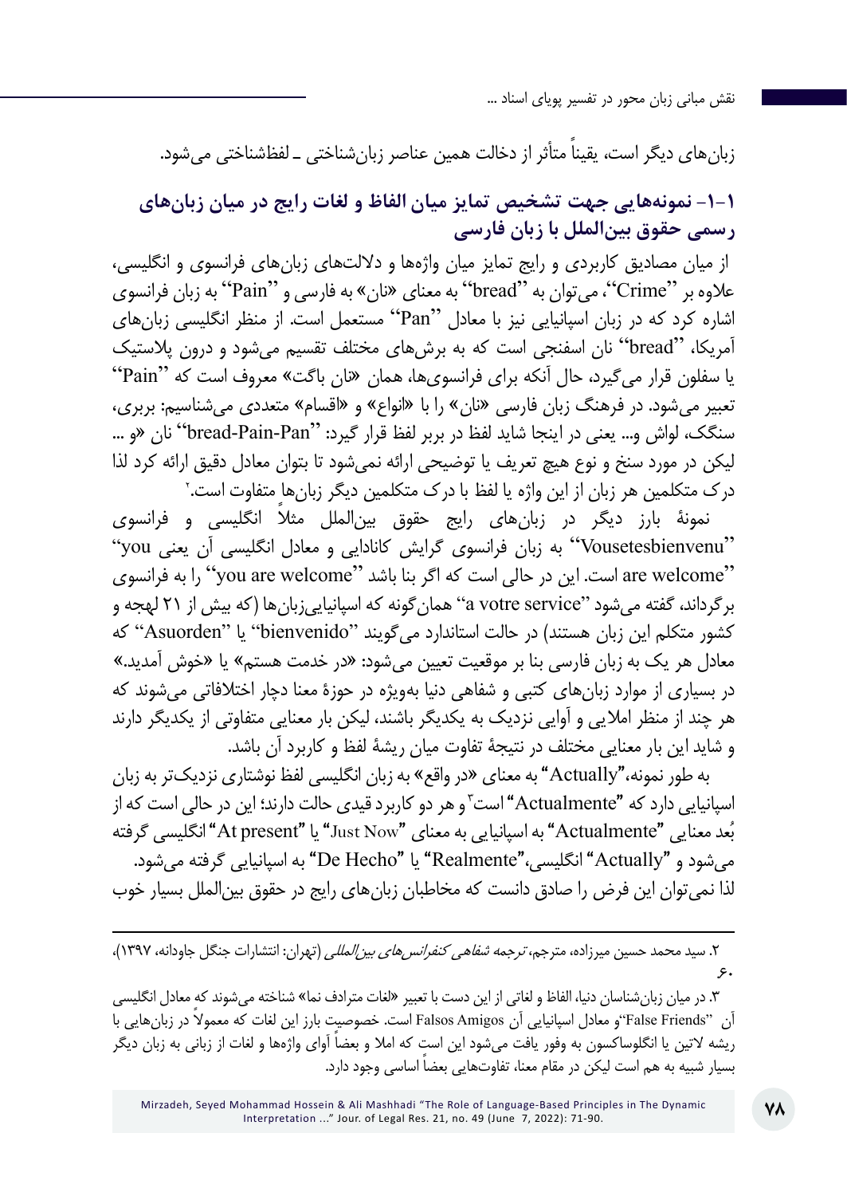زبان‌های دیگر است، یقیناً متأثر از دخالت همین عناصر زبان‌شناختی ـ لفظ‌شناختی می‌شود.

### ۱-۱- نمونه‌هایی جهت تشخیص تمایز میان الفاظ و لغات رایج در میان زبان‌های رسمی حقوق بین‌الملل با زبان فارسی

از میان مصادیق کاربردی و رایج تمایز میان واژه‌ها و دلالت‌های زبان‌های فرانسوی و انگلیسی، علاوه بر "Crime"، می‌توان به "bread" به معنای «نان» به فارسی و "Pain" به زبان فرانسوی اشاره کرد که در زبان اسپانیایی نیز با معادل "Pan" مستعمل است. از منظر انگلیسی زبان‌های آمریکا، "bread" نان اسفنجی است که به برش‌های مختلف تقسیم می‌شود و درون پلاستیک یا سفلون قرار می‌گیرد، حال آنکه برای فرانسوی‌ها، همان «نان باگت» معروف است که "Pain" تعبیر می‌شود. در فرهنگ زبان فارسی «نان» را با «انواع» و «اقسام» متعددی می‌شناسیم: بربری، سنگک، لواش و... یعنی در اینجا شاید لفظ در برابر لفظ قرار گیرد: "bread-Pain-Pan" نان «و ... لیکن در مورد سنخ و نوع هیچ تعریف یا توضیحی ارائه نمی‌شود تا بتوان معادل دقیق ارائه کرد لذا درک متکلمین هر زبان از این واژه یا لفظ با درک متکلمین دیگر زبان‌ها متفاوت است.[۲]

نمونهٔ بارز دیگر در زبان‌های رایج حقوق بین‌الملل مثلاً انگلیسی و فرانسوی "Vousetesbienvenu" به زبان فرانسوی گرایش کانادایی و معادل انگلیسی آن یعنی "you are welcome" است. این در حالی است که اگر بنا باشد "you are welcome" را به فرانسوی برگرداند، گفته می‌شود "a votre service" همان‌گونه که اسپانیایی‌زبان‌ها (که بیش از ۲۱ لهجه و کشور متکلم این زبان هستند) در حالت استاندارد می‌گویند "bienvenido" یا "Asuorden" که معادل هر یک به زبان فارسی بنا بر موقعیت تعیین می‌شود: «در خدمت هستم» یا «خوش آمدید.» در بسیاری از موارد زبان‌های کتبی و شفاهی دنیا به‌ویژه در حوزهٔ معنا دچار اختلافاتی می‌شوند که هر چند از منظر املایی و آوایی نزدیک به یکدیگر باشند، لیکن بار معنایی متفاوتی از یکدیگر دارند و شاید این بار معنایی مختلف در نتیجهٔ تفاوت میان ریشهٔ لفظ و کاربرد آن باشد.

به طور نمونه، "Actually" به معنای «در واقع» به زبان انگلیسی لفظ نوشتاری نزدیک‌تر به زبان اسپانیایی دارد که "Actualmente" است[۳] و هر دو کاربرد قیدی حالت دارند؛ این در حالی است که از بُعد معنایی "Actualmente" به اسپانیایی به معنای "Just Now" یا "At present" انگلیسی گرفته می‌شود و "Actually" انگلیسی، "Realmente" یا "De Hecho" به اسپانیایی گرفته می‌شود. لذا نمی‌توان این فرض را صادق دانست که مخاطبان زبان‌های رایج در حقوق بین‌الملل بسیار خوب

---

۲. سید محمد حسین میرزاده، مترجم، *ترجمه شفاهی کنفرانس‌های بین‌المللی* (تهران: انتشارات جنگل جاودانه، ۱۳۹۷)، ۶۰.

۳. در میان زبان‌شناسان دنیا، الفاظ و لغاتی از این دست با تعبیر «لغات مترادف نما» شناخته می‌شوند که معادل انگلیسی آن "False Friends" و معادل اسپانیایی آن Falsos Amigos است. خصوصیت بارز این لغات که معمولاً در زبان‌هایی با ریشه لاتین یا انگلوساکسون به وفور یافت می‌شود این است که املا و بعضاً آوای واژه‌ها و لغات از زبانی به زبان دیگر بسیار شبیه به هم است لیکن در مقام معنا، تفاوت‌هایی بعضاً اساسی وجود دارد.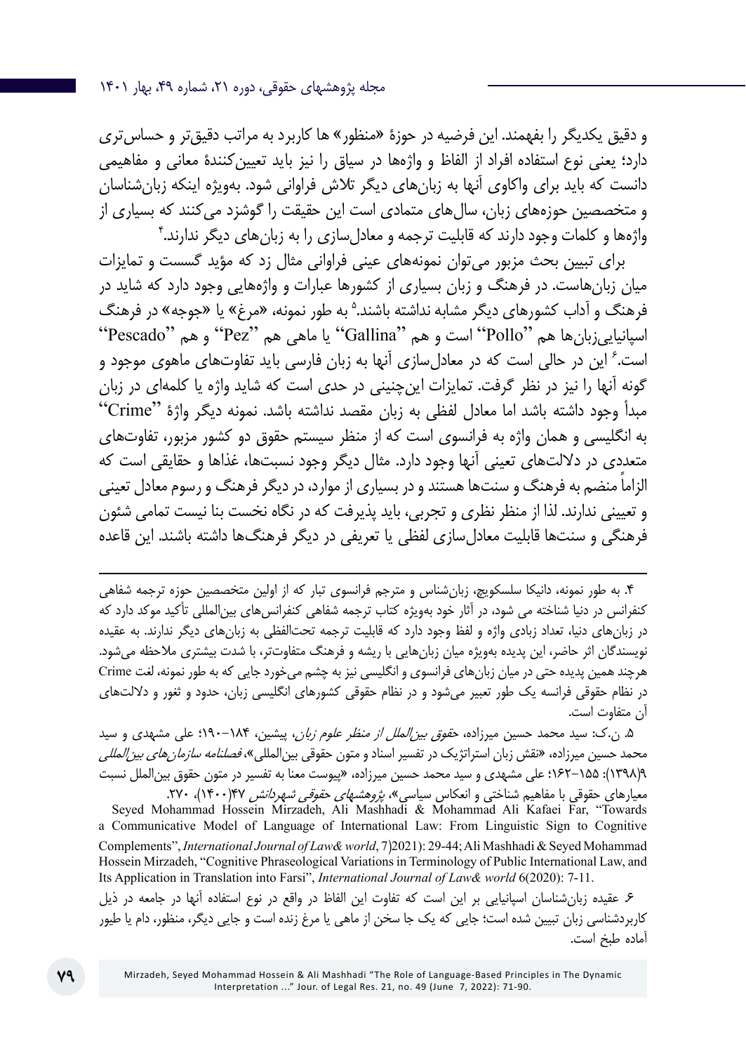و دقیق یکدیگر را بفهمند. این فرضیه در حوزۀ «منظور» ها کاربرد به مراتب دقیق‌تر و حساس‌تری دارد؛ یعنی نوع استفاده افراد از الفاظ و واژه‌ها در سیاق را نیز باید تعیین‌کنندۀ معانی و مفاهیمی دانست که باید برای واکاوی آنها به زبان‌های دیگر تلاش فراوانی شود. به‌ویژه اینکه زبان‌شناسان و متخصصین حوزه‌های زبان، سال‌های متمادی است این حقیقت را گوشزد می‌کنند که بسیاری از واژه‌ها و کلمات وجود دارند که قابلیت ترجمه و معادل‌سازی را به زبان‌های دیگر ندارند.[۴]

برای تبیین بحث مزبور می‌توان نمونه‌های عینی فراوانی مثال زد که مؤید گسست و تمایزات میان زبان‌هاست. در فرهنگ و زبان بسیاری از کشورها عبارات و واژه‌هایی وجود دارد که شاید در فرهنگ و آداب کشورهای دیگر مشابه نداشته باشند.[۵] به طور نمونه، «مرغ» یا «جوجه» در فرهنگ اسپانیایی‌زبان‌ها هم "Pollo" است و هم "Gallina" یا ماهی هم "Pez" و هم "Pescado" است.[۶] این در حالی است که در معادل‌سازی آنها به زبان فارسی باید تفاوت‌های ماهوی موجود و گونه آنها را نیز در نظر گرفت. تمایزات این‌چنینی در حدی است که شاید واژه یا کلمه‌ای در زبان مبدأ وجود داشته باشد اما معادل لفظی به زبان مقصد نداشته باشد. نمونه دیگر واژۀ "Crime" به انگلیسی و همان واژه به فرانسوی است که از منظر سیستم حقوق دو کشور مزبور، تفاوت‌های متعددی در دلالت‌های تعینی آنها وجود دارد. مثال دیگر وجود نسبت‌ها، غذاها و حقایقی است که الزاماً منضم به فرهنگ و سنت‌ها هستند و در بسیاری از موارد، در دیگر فرهنگ و رسوم معادل تعینی و تعیینی ندارند. لذا از منظر نظری و تجربی، باید پذیرفت که در نگاه نخست بنا نیست تمامی شئون فرهنگی و سنت‌ها قابلیت معادل‌سازی لفظی یا تعریفی در دیگر فرهنگ‌ها داشته باشند. این قاعده

---

۴. به طور نمونه، دانیکا سلسکویچ، زبان‌شناس و مترجم فرانسوی تبار که از اولین متخصصین حوزه ترجمه شفاهی کنفرانس در دنیا شناخته می شود، در آثار خود به‌ویژه کتاب ترجمه شفاهی کنفرانس‌های بین‌المللی تأکید موکد دارد که در زبان‌های دنیا، تعداد زیادی واژه و لفظ وجود دارد که قابلیت ترجمه تحت‌اللفظی به زبان‌های دیگر ندارند. به عقیده نویسندگان اثر حاضر، این پدیده به‌ویژه میان زبان‌هایی با ریشه و فرهنگ متفاوت‌تر، با شدت بیشتری ملاحظه می‌شود. هرچند همین پدیده حتی در میان زبان‌های فرانسوی و انگلیسی نیز به چشم می‌خورد جایی که به طور نمونه، لغت Crime در نظام حقوقی فرانسه یک طور تعبیر می‌شود و در نظام حقوقی کشورهای انگلیسی زبان، حدود و ثغور و دلالت‌های آن متفاوت است.

۵. ن.ک: سید محمد حسین میرزاده، *حقوق بین‌الملل از منظر علوم زبان*، پیشین، ۱۸۴–۱۹۰؛ علی مشهدی و سید محمد حسین میرزاده، «نقش زبان استراتژیک در تفسیر اسناد و متون حقوقی بین‌المللی»، *فصلنامه سازمان‌های بین‌المللی* ۹(۱۳۹۸): ۱۵۵–۱۶۲؛ علی مشهدی و سید محمد حسین میرزاده، «پیوست معنا به تفسیر در متون حقوق بین‌الملل نسبت معیارهای حقوقی با مفاهیم شناختی و انعکاس سیاسی»، *پژوهشهای حقوقی شهردانش* ۴۷(۱۴۰۰)، ۲۷۰.
Seyed Mohammad Hossein Mirzadeh, Ali Mashhadi & Mohammad Ali Kafaei Far, "Towards a Communicative Model of Language of International Law: From Linguistic Sign to Cognitive Complements", *International Journal of Law& world*, 7(2021): 29-44; Ali Mashhadi & Seyed Mohammad Hossein Mirzadeh, "Cognitive Phraseological Variations in Terminology of Public International Law, and Its Application in Translation into Farsi", *International Journal of Law& world* 6(2020): 7-11.

۶. عقیده زبان‌شناسان اسپانیایی بر این است که تفاوت این الفاظ در واقع در نوع استفاده آنها در جامعه در ذیل کاربردشناسی زبان تبیین شده است؛ جایی که یک جا سخن از ماهی یا مرغ زنده است و جایی دیگر، منظور، دام یا طیور آماده طبخ است.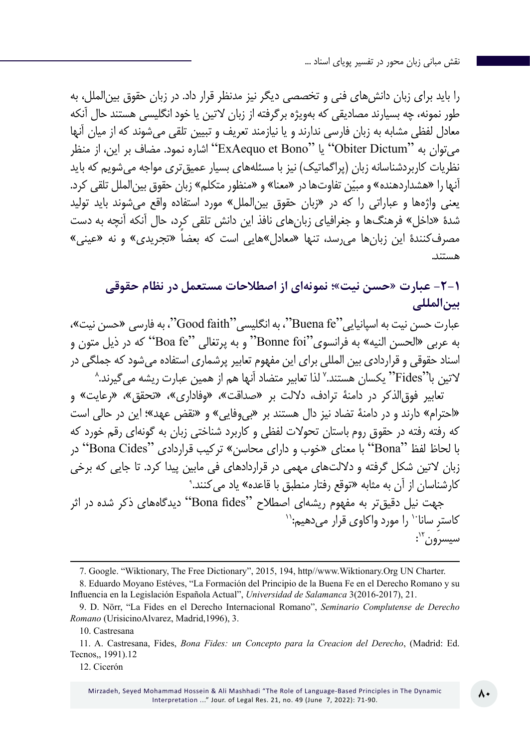را باید برای زبان دانش‌های فنی و تخصصی دیگر نیز مدنظر قرار داد. در زبان حقوق بین‌الملل، به طور نمونه، چه بسیارند مصادیقی که به‌ویژه برگرفته از زبان لاتین یا خود انگلیسی هستند حال آنکه معادل لفظی مشابه به زبان فارسی ندارند و یا نیازمند تعریف و تبیین تلقی می‌شوند که از میان آنها می‌توان به ''Obiter Dictum'' یا ''ExAequo et Bono'' اشاره نمود. مضاف بر این، از منظر نظریات کاربردشناسانه زبان (پراگماتیک) نیز با مسئله‌های بسیار عمیق‌تری مواجه می‌شویم که باید آنها را «هشداردهنده» و مبیّن تفاوت‌ها در «معنا» و «منظور متکلم» زبان حقوق بین‌الملل تلقی کرد. یعنی واژه‌ها و عباراتی را که در «زبان حقوق بین‌الملل» مورد استفاده واقع می‌شوند باید تولید شدۀ «داخل» فرهنگ‌ها و جغرافیای زبان‌های نافذ این دانش تلقی کرد، حال آنکه آنچه به دست مصرف‌کنندۀ این زبان‌ها می‌رسد، تنها «معادل»هایی است که بعضاً «تجریدی» و نه «عینی» هستند.

## ۱-۲- عبارت «حسن نیت»؛ نمونه‌ای از اصطلاحات مستعمل در نظام حقوقی بین‌المللی

عبارت حسن نیت به اسپانیایی''Buena fe''، به انگلیسی''Good faith''، به فارسی «حسن نیت»، به عربی «الحسن النیه» به فرانسوی''Bonne foi'' و به پرتغالی ''Boa fe'' که در ذیل متون و اسناد حقوقی و قراردادی بین المللی برای این مفهوم تعابیر پرشماری استفاده می‌شود که جملگی در لاتین با''Fides'' یکسان هستند.[۷] لذا تعابیر متضاد آنها هم از همین عبارت ریشه می‌گیرند.[۸]

تعابیر فوق‌الذکر در دامنۀ ترادف، دلالت بر «صداقت»، «وفاداری»، «تحقق»، «رعایت» و «احترام» دارند و در دامنۀ تضاد نیز دال هستند بر «بی‌وفایی» و «نقض عهد»؛ این در حالی است که رفته رفته در حقوق روم باستان تحولات لفظی و کاربرد شناختی زبان به گونه‌ای رقم خورد که با لحاظ لفظ ''Bona'' با معنای «خوب و دارای محاسن» ترکیب قراردادی ''Bona Cides'' در زبان لاتین شکل گرفته و دلالت‌های مهمی در قراردادهای فی مابین پیدا کرد. تا جایی که برخی کارشناسان از آن به مثابه «توقع رفتار منطبق با قاعده» یاد می‌کنند.[۹]

جهت نیل دقیق‌تر به مفهوم ریشه‌ای اصطلاح ''Bona fides'' دیدگاه‌های ذکر شده در اثر کاسترِ سانا[۱۰] را مورد واکاوی قرار می‌دهیم:[۱۱]

سیسرون[۱۲]:

---

7. Google. “Wiktionary, The Free Dictionary”, 2015, 194, http//www.Wiktionary.Org UN Charter.

8. Eduardo Moyano Estéves, “La Formación del Principio de la Buena Fe en el Derecho Romano y su Influencia en la Legislación Española Actual”, *Universidad de Salamanca* 3(2016-2017), 21.

9. D. Nörr, “La Fides en el Derecho Internacional Romano”, *Seminario Complutense de Derecho Romano* (UrisicinoAlvarez, Madrid,1996), 3.

10. Castresana

11. A. Castresana, Fides, *Bona Fides: un Concepto para la Creacion del Derecho*, (Madrid: Ed. Tecnos,, 1991).12

12. Cicerón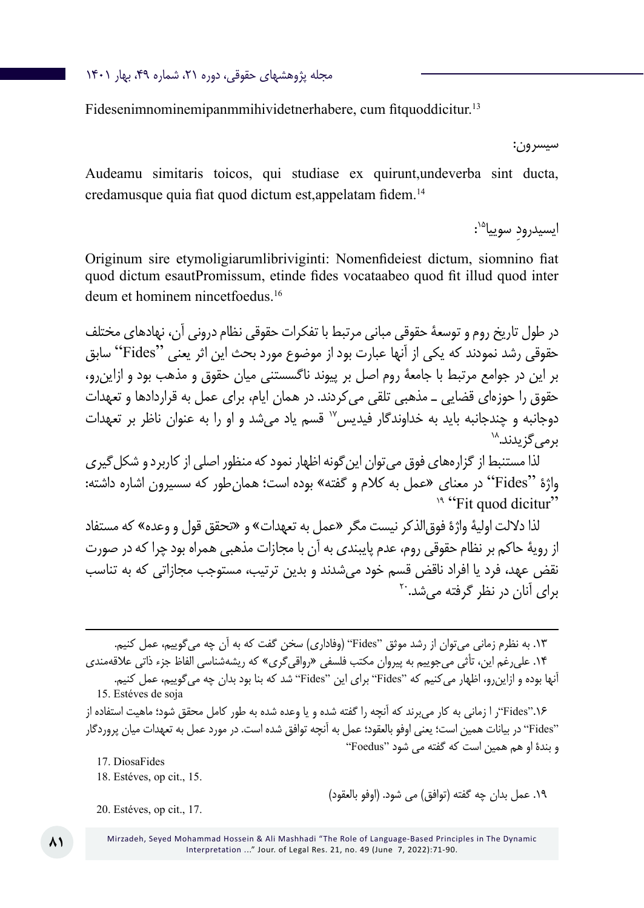Fidesenimnominemipanmmihividetnerhabere, cum fitquoddicitur.[13]

سیسرون:

Audeamu simitaris toicos, qui studiase ex quirunt,undeverba sint ducta, credamusque quia fiat quod dictum est,appelatam fidem.[14]

ایسیدرودِ سوییا[۱۵]:

Originum sire etymoligiarumlibriviginti: Nomenfideiest dictum, siomnino fiat quod dictum esautPromissum, etinde fides vocataabeo quod fit illud quod inter deum et hominem nincetfoedus.[16]

در طول تاریخ روم و توسعهٔ حقوقی مبانی مرتبط با تفکرات حقوقی نظام درونی آن، نهادهای مختلف حقوقی رشد نمودند که یکی از آنها عبارت بود از موضوع مورد بحث این اثر یعنی ''Fides'' سابق بر این در جوامع مرتبط با جامعهٔ روم اصل بر پیوند ناگسستنی میان حقوق و مذهب بود و ازاین‌رو، حقوق را حوزه‌ای قضایی ـ مذهبی تلقی می‌کردند. در همان ایام، برای عمل به قراردادها و تعهدات دوجانبه و چندجانبه باید به خداوندگار فیدیس[۱۷] قسم یاد می‌شد و او را به عنوان ناظر بر تعهدات برمی‌گزیدند.[۱۸]

لذا مستنبط از گزاره‌های فوق می‌توان این‌گونه اظهار نمود که منظور اصلی از کاربرد و شکل‌گیری واژهٔ ''Fides'' در معنای «عمل به کلام و گفته» بوده است؛ همان‌طور که سسیرون اشاره داشته: ''Fit quod dicitur''[۱۹]

لذا دلالت اولیهٔ واژهٔ فوق‌الذکر نیست مگر «عمل به تعهدات» و «تحقق قول و وعده» که مستفاد از رویهٔ حاکم بر نظام حقوقی روم، عدم پایبندی به آن با مجازات مذهبی همراه بود چرا که در صورت نقض عهد، فرد یا افراد ناقض قسم خود می‌شدند و بدین ترتیب، مستوجب مجازاتی که به تناسب برای آنان در نظر گرفته می‌شد.[۲۰]

---

۱۳. به نظرم زمانی می‌توان از رشد موثق "Fides" (وفاداری) سخن گفت که به آن چه می‌گوییم، عمل کنیم.

۱۴. علی‌رغم این، تأثی می‌جوییم به پیروان مکتب فلسفی «رواقی‌گری» که ریشه‌شناسی الفاظ جزء ذاتی علاقه‌مندی آنها بوده و ازاین‌رو، اظهار می‌کنیم که "Fides" برای این "Fides" شد که بنا بود بدان چه می‌گوییم، عمل کنیم.

15. Estéves de soja

۱۶. "Fides"را زمانی به کار می‌برند که آنچه را گفته شده و یا وعده شده به طور کامل محقق شود؛ ماهیت استفاده از "Fides" در بیانات همین است؛ یعنی اوفو بالعقود؛ عمل به آنچه توافق شده است. در مورد عمل به تعهدات میان پروردگار و بندهٔ او هم همین است که گفته می شود "Foedus"

17. DiosaFides

18. Estéves, op cit., 15.

۱۹. عمل بدان چه گفته (توافق) می شود. (اوفو بالعقود)

20. Estéves, op cit., 17.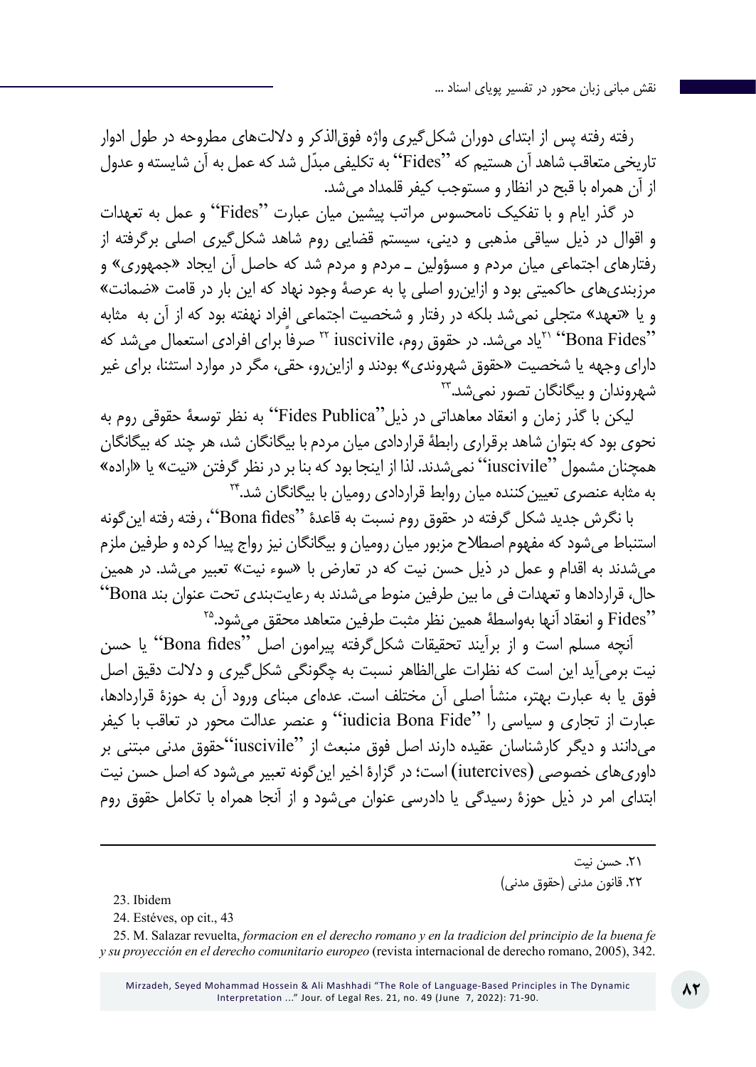رفته رفته پس از ابتدای دوران شکل‌گیری واژه فوق‌الذکر و دلالت‌های مطروحه در طول ادوار تاریخی متعاقب شاهد آن هستیم که ''Fides'' به تکلیفی مبدّل شد که عمل به آن شایسته و عدول از آن همراه با قبح در انظار و مستوجب کیفر قلمداد می‌شد.

در گذر ایام و با تفکیک نامحسوس مراتب پیشین میان عبارت ''Fides'' و عمل به تعهدات و اقوال در ذیل سیاقی مذهبی و دینی، سیستم قضایی روم شاهد شکل‌گیری اصلی برگرفته از رفتارهای اجتماعی میان مردم و مسؤولین ـ مردم و مردم شد که حاصل آن ایجاد «جمهوری» و مرزبندی‌های حاکمیتی بود و ازاین‌رو اصلی پا به عرصهٔ وجود نهاد که این بار در قامت «ضمانت» و یا «تعهد» متجلی نمی‌شد بلکه در رفتار و شخصیت اجتماعی افراد نهفته بود که از آن به مثابه ''Bona Fides''[۲۱] یاد می‌شد. در حقوق روم، iuscivile[۲۲] صرفاً برای افرادی استعمال می‌شد که دارای وجهه یا شخصیت «حقوق شهروندی» بودند و ازاین‌رو، حقی، مگر در موارد استثنا، برای غیر شهروندان و بیگانگان تصور نمی‌شد.[۲۳]

لیکن با گذر زمان و انعقاد معاهداتی در ذیل''Fides Publica'' به نظر توسعهٔ حقوقی روم به نحوی بود که بتوان شاهد برقراری رابطهٔ قراردادی میان مردم با بیگانگان شد، هر چند که بیگانگان همچنان مشمول ''iuscivile'' نمی‌شدند. لذا از اینجا بود که بنا بر در نظر گرفتن «نیت» یا «اراده» به مثابه عنصری تعیین‌کننده میان روابط قراردادی رومیان با بیگانگان شد.[۲۴]

با نگرش جدید شکل گرفته در حقوق روم نسبت به قاعدهٔ ''Bona fides''، رفته رفته این‌گونه استنباط می‌شود که مفهوم اصطلاح مزبور میان رومیان و بیگانگان نیز رواج پیدا کرده و طرفین ملزم می‌شدند به اقدام و عمل در ذیل حسن نیت که در تعارض با «سوء نیت» تعبیر می‌شد. در همین حال، قراردادها و تعهدات فی ما بین طرفین منوط می‌شدند به رعایت‌بندی تحت عنوان بند ''Bona Fides'' و انعقاد آنها به‌واسطهٔ همین نظر مثبت طرفین متعاهد محقق می‌شود.[۲۵]

آنچه مسلم است و از برآیند تحقیقات شکل‌گرفته پیرامون اصل ''Bona fides'' یا حسن نیت برمی‌آید این است که نظرات علی‌الظاهر نسبت به چگونگی شکل‌گیری و دلالت دقیق اصل فوق یا به عبارت بهتر، منشأ اصلی آن مختلف است. عده‌ای مبنای ورود آن به حوزهٔ قراردادها، عبارت از تجاری و سیاسی را ''iudicia Bona Fide'' و عنصر عدالت محور در تعاقب با کیفر می‌دانند و دیگر کارشناسان عقیده دارند اصل فوق منبعث از ''iuscivile''حقوق مدنی مبتنی بر داوری‌های خصوصی (iutercives) است؛ در گزارهٔ اخیر این‌گونه تعبیر می‌شود که اصل حسن نیت ابتدای امر در ذیل حوزهٔ رسیدگی یا دادرسی عنوان می‌شود و از آنجا همراه با تکامل حقوق روم

---

۲۱. حسن نیت

۲۲. قانون مدنی (حقوق مدنی)

23. Ibidem

24. Estéves, op cit., 43

25. M. Salazar revuelta, *formacion en el derecho romano y en la tradicion del principio de la buena fe y su proyección en el derecho comunitario europeo* (revista internacional de derecho romano, 2005), 342.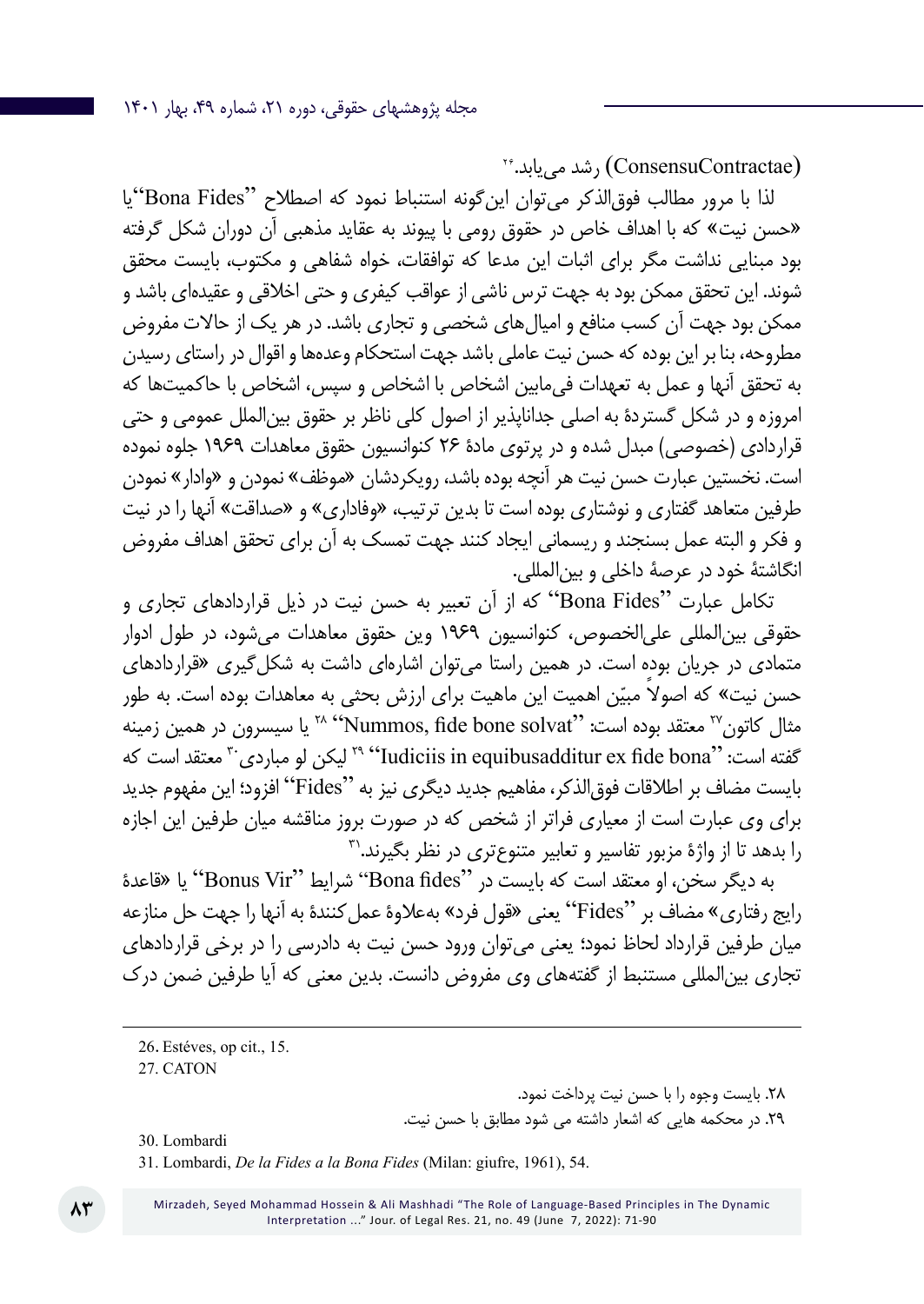(ConsensuContractae) رشد می‌یابد.[۲۶]

لذا با مرور مطالب فوق‌الذکر می‌توان این‌گونه استنباط نمود که اصطلاح ''Bona Fides''یا «حسن نیت» که با اهداف خاص در حقوق رومی با پیوند به عقاید مذهبی آن دوران شکل گرفته بود مبنایی نداشت مگر برای اثبات این مدعا که توافقات، خواه شفاهی و مکتوب، بایست محقق شوند. این تحقق ممکن بود به جهت ترس ناشی از عواقب کیفری و حتی اخلاقی و عقیده‌ای باشد و ممکن بود جهت آن کسب منافع و امیال‌های شخصی و تجاری باشد. در هر یک از حالات مفروض مطروحه، بنا بر این بوده که حسن نیت عاملی باشد جهت استحکام وعده‌ها و اقوال در راستای رسیدن به تحقق آنها و عمل به تعهدات فی‌مابین اشخاص با اشخاص و سپس، اشخاص با حاکمیت‌ها که امروزه و در شکل گستردهٔ به اصلی جداناپذیر از اصول کلی ناظر بر حقوق بین‌الملل عمومی و حتی قراردادی (خصوصی) مبدل شده و در پرتوی مادهٔ ۲۶ کنوانسیون حقوق معاهدات ۱۹۶۹ جلوه نموده است. نخستین عبارت حسن نیت هر آنچه بوده باشد، رویکردشان «موظف» نمودن و «وادار» نمودن طرفین متعاهد گفتاری و نوشتاری بوده است تا بدین ترتیب، «وفاداری» و «صداقت» آنها را در نیت و فکر و البته عمل بسنجند و ریسمانی ایجاد کنند جهت تمسک به آن برای تحقق اهداف مفروض انگاشتهٔ خود در عرصهٔ داخلی و بین‌المللی.

تکامل عبارت ''Bona Fides'' که از آن تعبیر به حسن نیت در ذیل قراردادهای تجاری و حقوقی بین‌المللی علی‌الخصوص، کنوانسیون ۱۹۶۹ وین حقوق معاهدات می‌شود، در طول ادوار متمادی در جریان بوده است. در همین راستا می‌توان اشاره‌ای داشت به شکل‌گیری «قراردادهای حسن نیت» که اصولاً مبیّن اهمیت این ماهیت برای ارزش بحثی به معاهدات بوده است. به طور مثال کاتون[۲۷] معتقد بوده است: ''Nummos, fide bone solvat''[۲۸] یا سیسرون در همین زمینه گفته است: ''Iudiciis in equibusadditur ex fide bona''[۲۹] لیکن لو مباردی[۳۰] معتقد است که بایست مضاف بر اطلاقات فوق‌الذکر، مفاهیم جدید دیگری نیز به ''Fides'' افزود؛ این مفهوم جدید برای وی عبارت است از معیاری فراتر از شخص که در صورت بروز مناقشه میان طرفین این اجازه را بدهد تا از واژهٔ مزبور تفاسیر و تعابیر متنوع‌تری در نظر بگیرند.[۳۱]

به دیگر سخن، او معتقد است که بایست در ''Bona fides'' شرایط ''Bonus Vir'' یا «قاعدهٔ رایج رفتاری» مضاف بر ''Fides'' یعنی «قول فرد» به‌علاوهٔ عمل‌کنندهٔ به آنها را جهت حل منازعه میان طرفین قرارداد لحاظ نمود؛ یعنی می‌توان ورود حسن نیت به دادرسی را در برخی قراردادهای تجاری بین‌المللی مستنبط از گفته‌های وی مفروض دانست. بدین معنی که آیا طرفین ضمن درک

---

26. Estéves, op cit., 15.

27. CATON

۲۸. بایست وجوه را با حسن نیت پرداخت نمود.

۲۹. در محکمه هایی که اشعار داشته می شود مطابق با حسن نیت.

30. Lombardi

31. Lombardi, *De la Fides a la Bona Fides* (Milan: giufre, 1961), 54.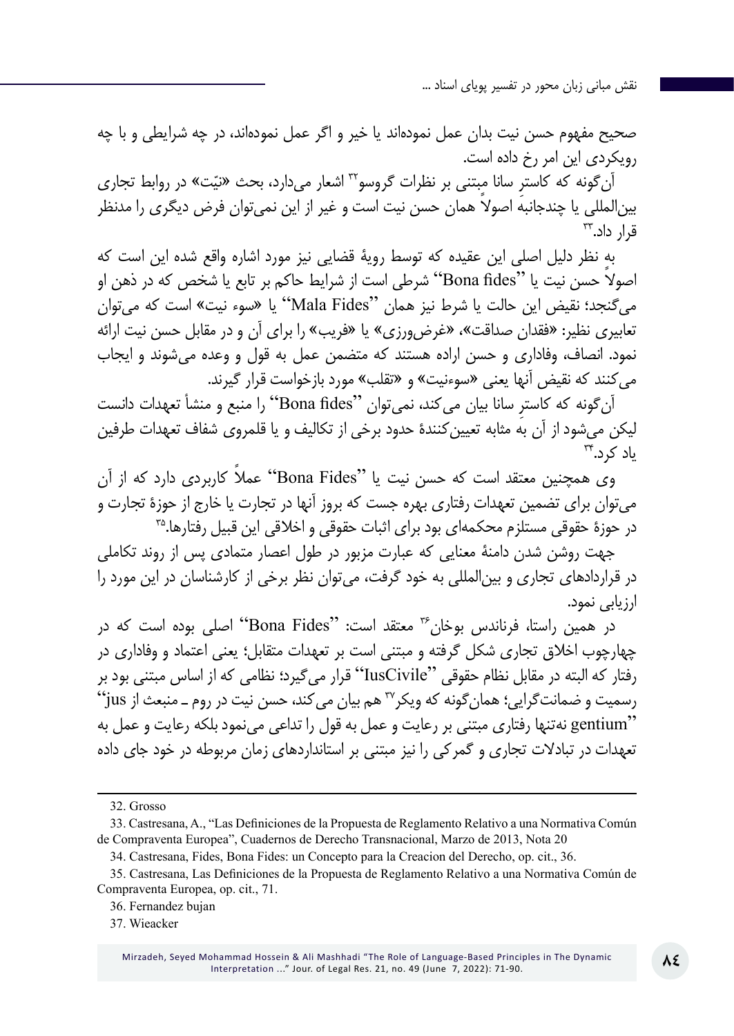صحیح مفهوم حسن نیت بدان عمل نموده‌اند یا خیر و اگر عمل نموده‌اند، در چه شرایطی و با چه رویکردی این امر رخ داده است.

آن‌گونه که کاسترِ سانا مبتنی بر نظرات گروسو[32] اشعار می‌دارد، بحث «نیّت» در روابط تجاری بین‌المللی یا چندجانبه اصولاً همان حسن نیت است و غیر از این نمی‌توان فرض دیگری را مدنظر قرار داد.[33]

به نظر دلیل اصلی این عقیده که توسط رویهٔ قضایی نیز مورد اشاره واقع شده این است که اصولاً حسن نیت یا ''Bona fides'' شرطی است از شرایط حاکم بر تابع یا شخص که در ذهن او می‌گنجد؛ نقیض این حالت یا شرط نیز همان ''Mala Fides'' یا «سوء نیت» است که می‌توان تعابیری نظیر: «فقدان صداقت»، «غرض‌ورزی» یا «فریب» را برای آن و در مقابل حسن نیت ارائه نمود. انصاف، وفاداری و حسن اراده هستند که متضمن عمل به قول و وعده می‌شوند و ایجاب می‌کنند که نقیض آنها یعنی «سوءنیت» و «تقلب» مورد بازخواست قرار گیرند.

آن‌گونه که کاسترِ سانا بیان می‌کند، نمی‌توان ''Bona fides'' را منبع و منشأ تعهدات دانست لیکن می‌شود از آن به مثابه تعیین‌کنندهٔ حدود برخی از تکالیف و یا قلمروی شفاف تعهدات طرفین یاد کرد.[34]

وی همچنین معتقد است که حسن نیت یا ''Bona Fides'' عملاً کاربردی دارد که از آن می‌توان برای تضمین تعهدات رفتاری بهره جست که بروز آنها در تجارت یا خارج از حوزهٔ تجارت و در حوزهٔ حقوقی مستلزم محکمه‌ای بود برای اثبات حقوقی و اخلاقی این قبیل رفتارها.[35]

جهت روشن شدن دامنهٔ معنایی که عبارت مزبور در طول اعصار متمادی پس از روند تکاملی در قراردادهای تجاری و بین‌المللی به خود گرفت، می‌توان نظر برخی از کارشناسان در این مورد را ارزیابی نمود.

در همین راستا، فرناندس بوخان[36] معتقد است: ''Bona Fides'' اصلی بوده است که در چهارچوب اخلاق تجاری شکل گرفته و مبتنی است بر تعهدات متقابل؛ یعنی اعتماد و وفاداری در رفتار که البته در مقابل نظام حقوقی ''IusCivile'' قرار می‌گیرد؛ نظامی که از اساس مبتنی بود بر رسمیت و ضمانت‌گرایی؛ همان‌گونه که ویکر[37] هم بیان می‌کند، حسن نیت در روم ـ منبعث از ''jus gentium'' نه‌تنها رفتاری مبتنی بر رعایت و عمل به قول را تداعی می‌نمود بلکه رعایت و عمل به تعهدات در تبادلات تجاری و گمرکی را نیز مبتنی بر استانداردهای زمان مربوطه در خود جای داده

---

32. Grosso

33. Castresana, A., "Las Definiciones de la Propuesta de Reglamento Relativo a una Normativa Común de Compraventa Europea", Cuadernos de Derecho Transnacional, Marzo de 2013, Nota 20

34. Castresana, Fides, Bona Fides: un Concepto para la Creacion del Derecho, op. cit., 36.

35. Castresana, Las Definiciones de la Propuesta de Reglamento Relativo a una Normativa Común de Compraventa Europea, op. cit., 71.

36. Fernandez bujan

37. Wieacker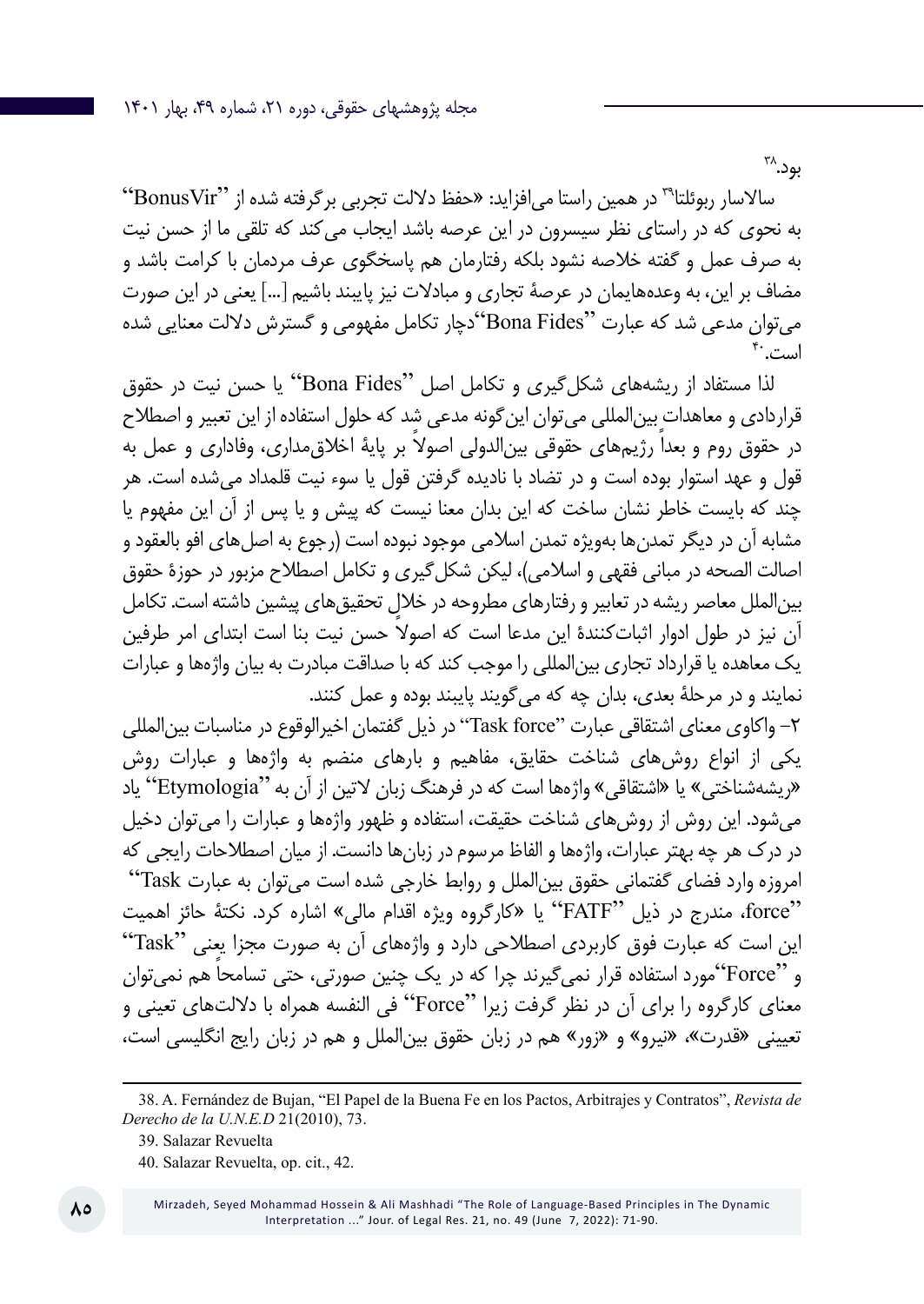بود.[38]

سالاسار ربوئلتا[39] در همین راستا می‌افزاید: «حفظ دلالت تجربی برگرفته شده از ''BonusVir'' به نحوی که در راستای نظر سیسرون در این عرصه باشد ایجاب می‌کند که تلقی ما از حسن نیت به صرف عمل و گفته خلاصه نشود بلکه رفتارمان هم پاسخگوی عرف مردمان با کرامت باشد و مضاف بر این، به وعده‌هایمان در عرصهٔ تجاری و مبادلات نیز پایبند باشیم [...] یعنی در این صورت می‌توان مدعی شد که عبارت ''Bona Fides''دچار تکامل مفهومی و گسترش دلالت معنایی شده است.[40]

لذا مستفاد از ریشه‌های شکل‌گیری و تکامل اصل ''Bona Fides'' یا حسن نیت در حقوق قراردادی و معاهدات بین‌المللی می‌توان این‌گونه مدعی شد که حلول استفاده از این تعبیر و اصطلاح در حقوق روم و بعداً رژیم‌های حقوقی بین‌الدولی اصولاً بر پایهٔ اخلاق‌مداری، وفاداری و عمل به قول و عهد استوار بوده است و در تضاد با نادیده گرفتن قول یا سوء نیت قلمداد می‌شده است. هر چند که بایست خاطر نشان ساخت که این بدان معنا نیست که پیش و یا پس از آن این مفهوم یا مشابه آن در دیگر تمدن‌ها به‌ویژه تمدن اسلامی موجود نبوده است (رجوع به اصل‌های افو بالعقود و اصالت الصحه در مبانی فقهی و اسلامی)، لیکن شکل‌گیری و تکامل اصطلاح مزبور در حوزهٔ حقوق بین‌الملل معاصر ریشه در تعابیر و رفتارهای مطروحه در خلال تحقیق‌های پیشین داشته است. تکامل آن نیز در طول ادوار اثبات‌کنندهٔ این مدعا است که اصولاً حسن نیت بنا است ابتدای امر طرفین یک معاهده یا قرارداد تجاری بین‌المللی را موجب کند که با صداقت مبادرت به بیان واژه‌ها و عبارات نمایند و در مرحلهٔ بعدی، بدان چه که می‌گویند پایبند بوده و عمل کنند.

۲- واکاوی معنای اشتقاقی عبارت ''Task force'' در ذیل گفتمان اخیرالوقوع در مناسبات بین‌المللی

یکی از انواع روش‌های شناخت حقایق، مفاهیم و بارهای منضم به واژه‌ها و عبارات روش «ریشه‌شناختی» یا «اشتقاقی» واژه‌ها است که در فرهنگ زبان لاتین از آن به ''Etymologia'' یاد می‌شود. این روش از روش‌های شناخت حقیقت، استفاده و ظهور واژه‌ها و عبارات را می‌توان دخیل در درک هر چه بهتر عبارات، واژه‌ها و الفاظ مرسوم در زبان‌ها دانست. از میان اصطلاحات رایجی که امروزه وارد فضای گفتمانی حقوق بین‌الملل و روابط خارجی شده است می‌توان به عبارت ''Task force''، مندرج در ذیل ''FATF'' یا «کارگروه ویژه اقدام مالی» اشاره کرد. نکتهٔ حائز اهمیت این است که عبارت فوق کاربردی اصطلاحی دارد و واژه‌های آن به صورت مجزا یعنی ''Task'' و ''Force''مورد استفاده قرار نمی‌گیرند چرا که در یک چنین صورتی، حتی تسامحاً هم نمی‌توان معنای کارگروه را برای آن در نظر گرفت زیرا ''Force'' فی النفسه همراه با دلالت‌های تعینی و تعیینی «قدرت»، «نیرو» و «زور» هم در زبان حقوق بین‌الملل و هم در زبان رایج انگلیسی است،

---

38. A. Fernández de Bujan, "El Papel de la Buena Fe en los Pactos, Arbitrajes y Contratos", *Revista de Derecho de la U.N.E.D* 21(2010), 73.

39. Salazar Revuelta

40. Salazar Revuelta, op. cit., 42.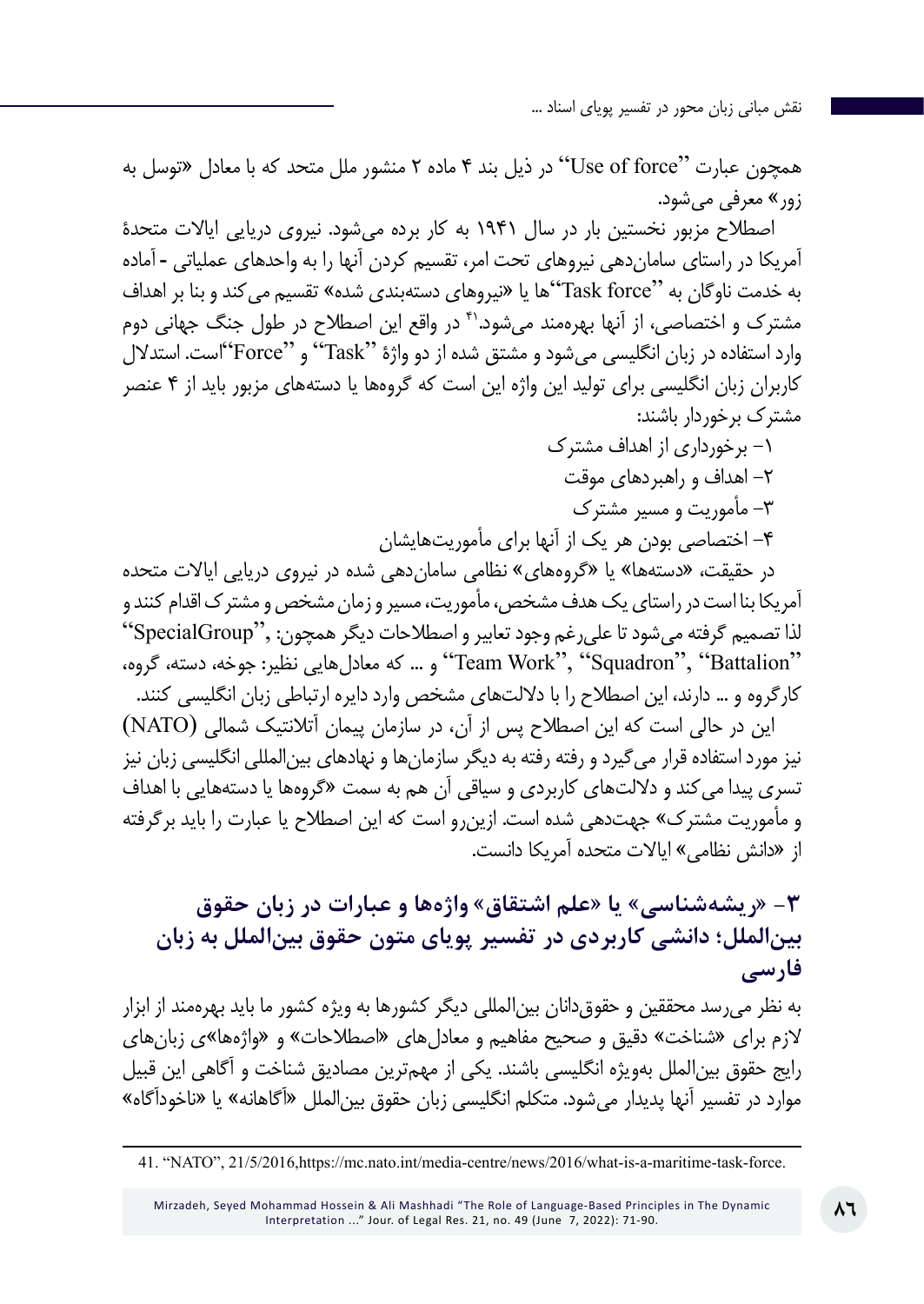همچون عبارت ''Use of force'' در ذیل بند ۴ ماده ۲ منشور ملل متحد که با معادل «توسل به زور» معرفی می‌شود.

اصطلاح مزبور نخستین بار در سال ۱۹۴۱ به کار برده می‌شود. نیروی دریایی ایالات متحدۀ آمریکا در راستای سازمان‌دهی نیروهای تحت امر، تقسیم کردن آنها را به واحدهای عملیاتی - آماده به خدمت ناوگان به ''Task force''ها یا «نیروهای دسته‌بندی شده» تقسیم می‌کند و بنا بر اهداف مشترک و اختصاصی، از آنها بهره‌مند می‌شود.[41] در واقع این اصطلاح در طول جنگ جهانی دوم وارد استفاده در زبان انگلیسی می‌شود و مشتق شده از دو واژۀ ''Task'' و ''Force''است. استدلال کاربران زبان انگلیسی برای تولید این واژه این است که گروه‌ها یا دسته‌های مزبور باید از ۴ عنصر مشترک برخوردار باشند:

۱- برخورداری از اهداف مشترک

۲- اهداف و راهبردهای موقت

۳- مأموریت و مسیر مشترک

۴- اختصاصی بودن هر یک از آنها برای مأموریت‌هایشان

در حقیقت، «دسته‌ها» یا «گروه‌های» نظامی سازمان‌دهی شده در نیروی دریایی ایالات متحده آمریکا بنا است در راستای یک هدف مشخص، مأموریت، مسیر و زمان مشخص و مشترک اقدام کنند و لذا تصمیم گرفته می‌شود تا علی‌رغم وجود تعابیر و اصطلاحات دیگر همچون: ,''SpecialGroup'' ''Battalion'', ''Squadron'', ''Team Work'' و ... که معادل‌هایی نظیر: جوخه، دسته، گروه، کارگروه و ... دارند، این اصطلاح را با دلالت‌های مشخص وارد دایره ارتباطی زبان انگلیسی کنند.

این در حالی است که این اصطلاح پس از آن، در سازمان پیمان آتلانتیک شمالی (NATO) نیز مورد استفاده قرار می‌گیرد و رفته رفته به دیگر سازمان‌ها و نهادهای بین‌المللی انگلیسی زبان نیز تسری پیدا می‌کند و دلالت‌های کاربردی و سیاقی آن هم به سمت «گروه‌ها یا دسته‌هایی با اهداف و مأموریت مشترک» جهت‌دهی شده است. ازین‌رو است که این اصطلاح یا عبارت را باید برگرفته از «دانش نظامی» ایالات متحده آمریکا دانست.

## ۳- «ریشه‌شناسی» یا «علم اشتقاق» واژه‌ها و عبارات در زبان حقوق بین‌الملل؛ دانشی کاربردی در تفسیر پویای متون حقوق بین‌الملل به زبان فارسی

به نظر می‌رسد محققین و حقوق‌دانان بین‌المللی دیگر کشورها به ویژه کشور ما باید بهره‌مند از ابزار لازم برای «شناخت» دقیق و صحیح مفاهیم و معادل‌های «اصطلاحات» و «واژه‌ها»ی زبان‌های رایج حقوق بین‌الملل به‌ویژه انگلیسی باشند. یکی از مهم‌ترین مصادیق شناخت و آگاهی این قبیل موارد در تفسیر آنها پدیدار می‌شود. متکلم انگلیسی زبان حقوق بین‌الملل «آگاهانه» یا «ناخودآگاه»

---

41. "NATO", 21/5/2016,https://mc.nato.int/media-centre/news/2016/what-is-a-maritime-task-force.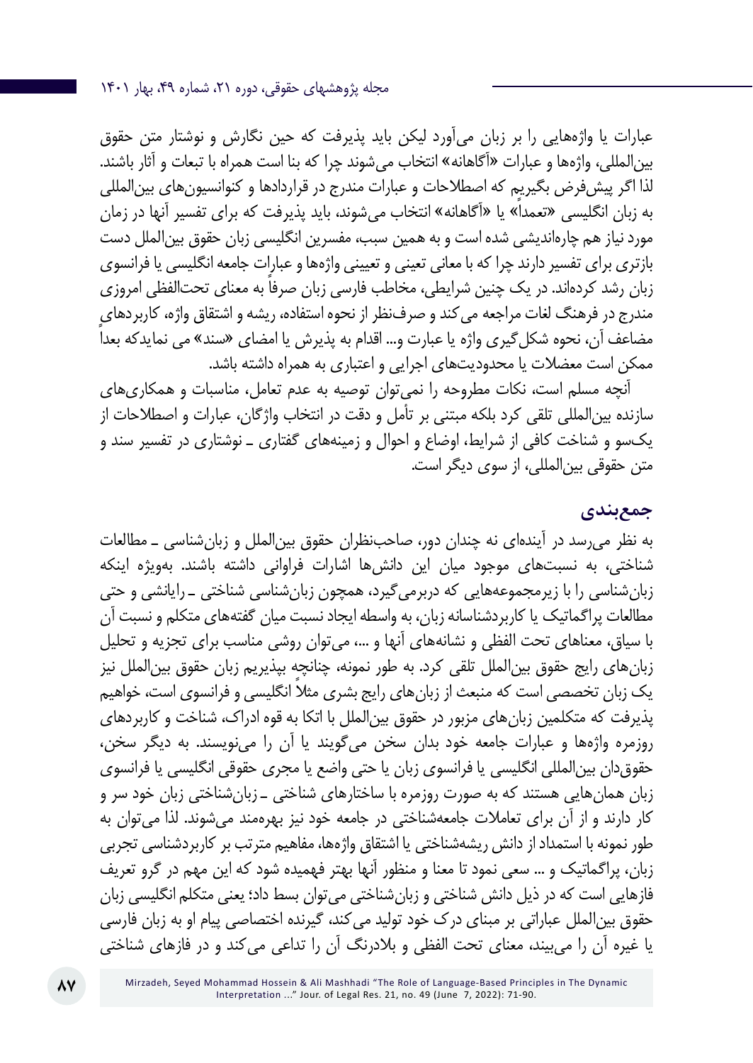عبارات یا واژه‌هایی را بر زبان می‌آورد لیکن باید پذیرفت که حین نگارش و نوشتار متن حقوق بین‌المللی، واژه‌ها و عبارات «آگاهانه» انتخاب می‌شوند چرا که بنا است همراه با تبعات و آثار باشند. لذا اگر پیش‌فرض بگیریم که اصطلاحات و عبارات مندرج در قراردادها و کنوانسیون‌های بین‌المللی به زبان انگلیسی «تعمداً» یا «آگاهانه» انتخاب می‌شوند، باید پذیرفت که برای تفسیر آنها در زمان مورد نیاز هم چاره‌اندیشی شده است و به همین سبب، مفسرین انگلیسی زبان حقوق بین‌الملل دست بازتری برای تفسیر دارند چرا که با معانی تعینی و تعیینی واژه‌ها و عبارات جامعه انگلیسی یا فرانسوی زبان رشد کرده‌اند. در یک چنین شرایطی، مخاطب فارسی زبان صرفاً به معنای تحت‌الفظی امروزی مندرج در فرهنگ لغات مراجعه می‌کند و صرف‌نظر از نحوه استفاده، ریشه و اشتقاق واژه، کاربردهای مضاعف آن، نحوه شکل‌گیری واژه یا عبارت و... اقدام به پذیرش یا امضای «سند» می نمایدکه بعداً ممکن است معضلات یا محدودیت‌های اجرایی و اعتباری به همراه داشته باشد.

آنچه مسلم است، نکات مطروحه را نمی‌توان توصیه به عدم تعامل، مناسبات و همکاری‌های سازنده بین‌المللی تلقی کرد بلکه مبتنی بر تأمل و دقت در انتخاب واژگان، عبارات و اصطلاحات از یک‌سو و شناخت کافی از شرایط، اوضاع و احوال و زمینه‌های گفتاری ـ نوشتاری در تفسیر سند و متن حقوقی بین‌المللی، از سوی دیگر است.

## جمع‌بندی

به نظر می‌رسد در آینده‌ای نه چندان دور، صاحب‌نظران حقوق بین‌الملل و زبان‌شناسی ـ مطالعات شناختی، به نسبت‌های موجود میان این دانش‌ها اشارات فراوانی داشته باشند. به‌ویژه اینکه زبان‌شناسی را با زیرمجموعه‌هایی که دربرمی‌گیرد، همچون زبان‌شناسی شناختی ـ رایانشی و حتی مطالعات پراگماتیک یا کاربردشناسانه زبان، به واسطه ایجاد نسبت میان گفته‌های متکلم و نسبت آن با سیاق، معناهای تحت الفظی و نشانه‌های آنها و ...، می‌توان روشی مناسب برای تجزیه و تحلیل زبان‌های رایج حقوق بین‌الملل تلقی کرد. به طور نمونه، چنانچه بپذیریم زبان حقوق بین‌الملل نیز یک زبان تخصصی است که منبعث از زبان‌های رایج بشری مثلاً انگلیسی و فرانسوی است، خواهیم پذیرفت که متکلمین زبان‌های مزبور در حقوق بین‌الملل با اتکا به قوه ادراک، شناخت و کاربردهای روزمره واژه‌ها و عبارات جامعه خود بدان سخن می‌گویند یا آن را می‌نویسند. به دیگر سخن، حقوق‌دان بین‌المللی انگلیسی یا فرانسوی زبان یا حتی واضع یا مجری حقوقی انگلیسی یا فرانسوی زبان همان‌هایی هستند که به صورت روزمره با ساختارهای شناختی ـ زبان‌شناختی زبان خود سر و کار دارند و از آن برای تعاملات جامعه‌شناختی در جامعه خود نیز بهره‌مند می‌شوند. لذا می‌توان به طور نمونه با استمداد از دانش ریشه‌شناختی یا اشتقاق واژه‌ها، مفاهیم مترتب بر کاربردشناسی تجربی زبان، پراگماتیک و ... سعی نمود تا معنا و منظور آنها بهتر فهمیده شود که این مهم در گرو تعریف فازهایی است که در ذیل دانش شناختی و زبان‌شناختی می‌توان بسط داد؛ یعنی متکلم انگلیسی زبان حقوق بین‌الملل عباراتی بر مبنای درک خود تولید می‌کند، گیرنده اختصاصی پیام او به زبان فارسی یا غیره آن را می‌بیند، معنای تحت الفظی و بلادرنگ آن را تداعی می‌کند و در فازهای شناختی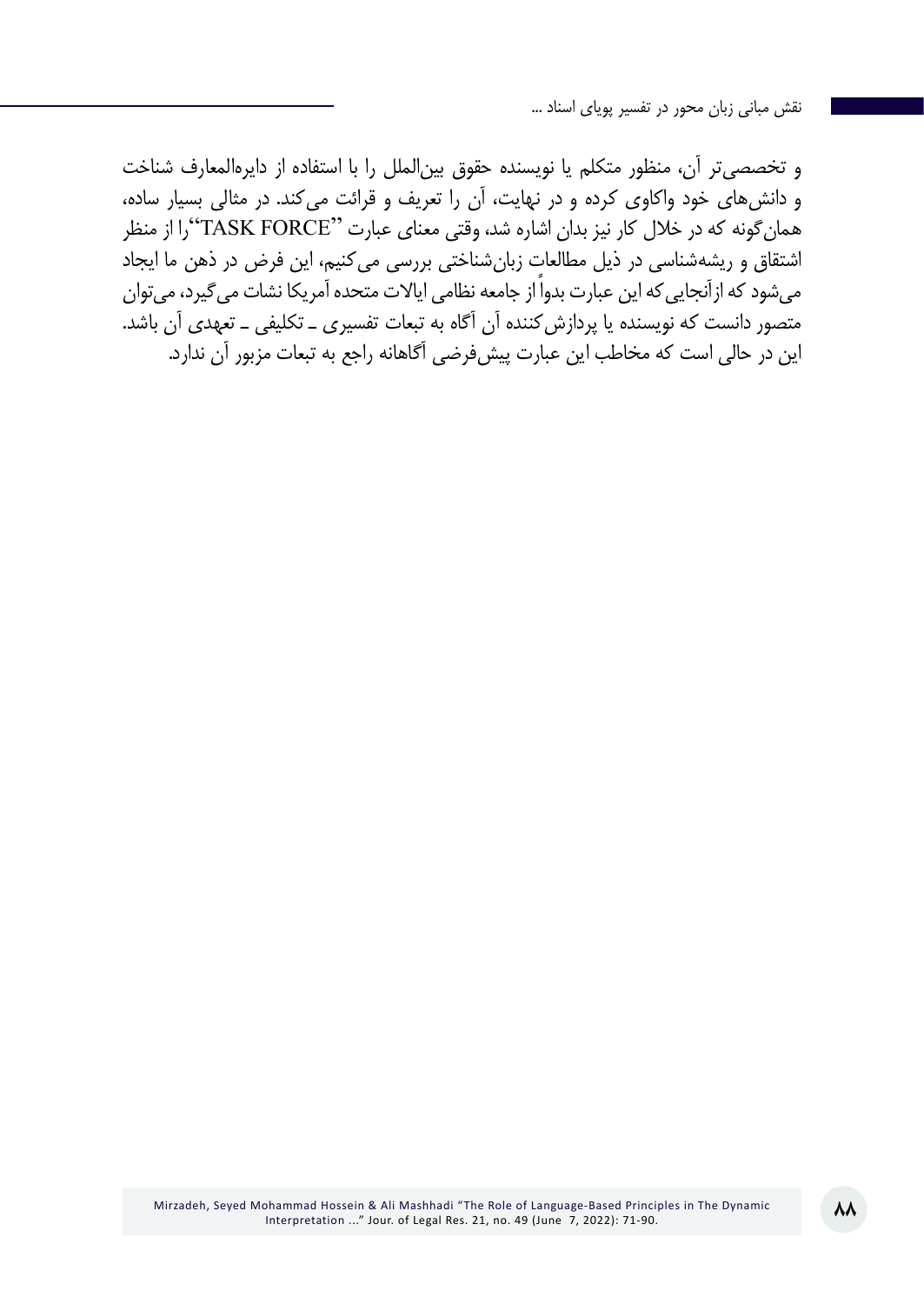و تخصصی‌تر آن، منظور متکلم یا نویسنده حقوق بین‌الملل را با استفاده از دایره‌المعارف شناخت و دانش‌های خود واکاوی کرده و در نهایت، آن را تعریف و قرائت می‌کند. در مثالی بسیار ساده، همان‌گونه که در خلال کار نیز بدان اشاره شد، وقتی معنای عبارت "TASK FORCE"را از منظر اشتقاق و ریشه‌شناسی در ذیل مطالعات زبان‌شناختی بررسی می‌کنیم، این فرض در ذهن ما ایجاد می‌شود که ازآنجایی‌که این عبارت بدواً از جامعه نظامی ایالات متحده آمریکا نشات می‌گیرد، می‌توان متصور دانست که نویسنده یا پردازش‌کننده آن آگاه به تبعات تفسیری ـ تکلیفی ـ تعهدی آن باشد. این در حالی است که مخاطب این عبارت پیش‌فرضی آگاهانه راجع به تبعات مزبور آن ندارد.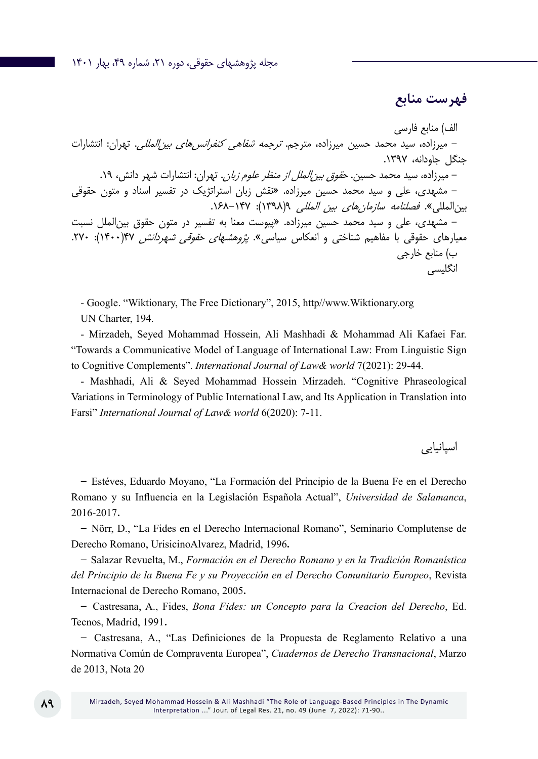## فهرست منابع

الف) منابع فارسی

– میرزاده، سید محمد حسین میرزاده، مترجم. *ترجمه شفاهی کنفرانس‌های بین‌المللی*. تهران: انتشارات جنگل جاودانه، ۱۳۹۷.

– میرزاده، سید محمد حسین. *حقوق بین‌الملل از منظر علوم زبان*. تهران: انتشارات شهر دانش، ۱۹.

– مشهدی، علی و سید محمد حسین میرزاده. «نقش زبان استراتژیک در تفسیر اسناد و متون حقوقی بین‌المللی». *فصلنامه سازمان‌های بین المللی* ۹(۱۳۹۸): ۱۴۷–۱۶۸.

– مشهدی، علی و سید محمد حسین میرزاده. «پیوست معنا به تفسیر در متون حقوق بین‌الملل نسبت معیارهای حقوقی با مفاهیم شناختی و انعکاس سیاسی». *پژوهشهای حقوقی شهردانش* ۴۷(۱۴۰۰): ۲۷۰.

ب) منابع خارجی

انگلیسی

- Google. "Wiktionary, The Free Dictionary", 2015, http//www.Wiktionary.org
UN Charter, 194.

- Mirzadeh, Seyed Mohammad Hossein, Ali Mashhadi & Mohammad Ali Kafaei Far. "Towards a Communicative Model of Language of International Law: From Linguistic Sign to Cognitive Complements". *International Journal of Law& world* 7(2021): 29-44.

- Mashhadi, Ali & Seyed Mohammad Hossein Mirzadeh. "Cognitive Phraseological Variations in Terminology of Public International Law, and Its Application in Translation into Farsi" *International Journal of Law& world* 6(2020): 7-11.

اسپانیایی

– Estéves, Eduardo Moyano, "La Formación del Principio de la Buena Fe en el Derecho Romano y su Influencia en la Legislación Española Actual", *Universidad de Salamanca*, 2016-2017.

– Nörr, D., "La Fides en el Derecho Internacional Romano", Seminario Complutense de Derecho Romano, UrisicinoAlvarez, Madrid, 1996.

– Salazar Revuelta, M., *Formación en el Derecho Romano y en la Tradición Romanística del Principio de la Buena Fe y su Proyección en el Derecho Comunitario Europeo*, Revista Internacional de Derecho Romano, 2005.

– Castresana, A., Fides, *Bona Fides: un Concepto para la Creacion del Derecho*, Ed. Tecnos, Madrid, 1991.

– Castresana, A., "Las Definiciones de la Propuesta de Reglamento Relativo a una Normativa Común de Compraventa Europea", *Cuadernos de Derecho Transnacional*, Marzo de 2013, Nota 20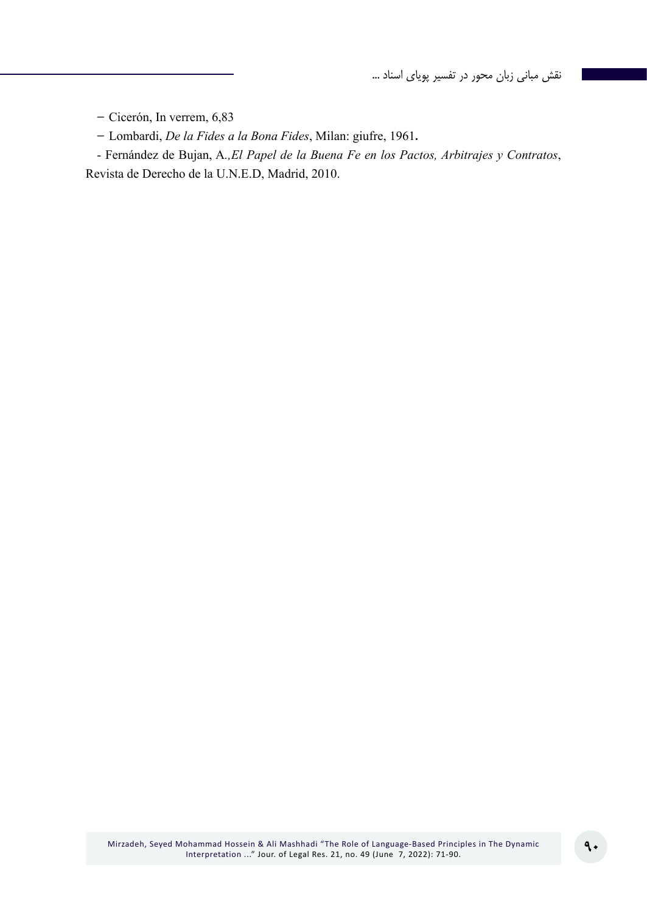- Cicerón, In verrem, 6,83
- Lombardi, *De la Fides a la Bona Fides*, Milan: giufre, 1961.
- Fernández de Bujan, A.,*El Papel de la Buena Fe en los Pactos, Arbitrajes y Contratos*, Revista de Derecho de la U.N.E.D, Madrid, 2010.